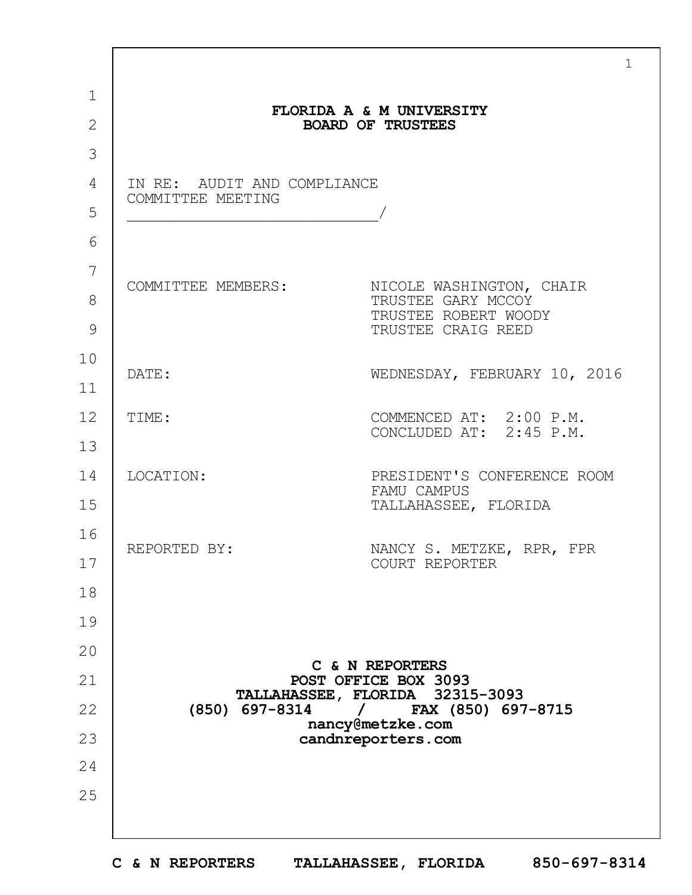**FLORIDA A & M UNIVERSITY**
**BOARD OF TRUSTEES**

IN RE: AUDIT AND COMPLIANCE COMMITTEE MEETING
____________________________/

| | |
|---|---|
| COMMITTEE MEMBERS: | NICOLE WASHINGTON, CHAIR<br>TRUSTEE GARY MCCOY<br>TRUSTEE ROBERT WOODY<br>TRUSTEE CRAIG REED |
| DATE: | WEDNESDAY, FEBRUARY 10, 2016 |
| TIME: | COMMENCED AT: 2:00 P.M.<br>CONCLUDED AT: 2:45 P.M. |
| LOCATION: | PRESIDENT'S CONFERENCE ROOM<br>FAMU CAMPUS<br>TALLAHASSEE, FLORIDA |
| REPORTED BY: | NANCY S. METZKE, RPR, FPR<br>COURT REPORTER |

**C & N REPORTERS**
**POST OFFICE BOX 3093**
**TALLAHASSEE, FLORIDA 32315-3093**
**(850) 697-8314 / FAX (850) 697-8715**
**nancy@metzke.com**
**candnreporters.com**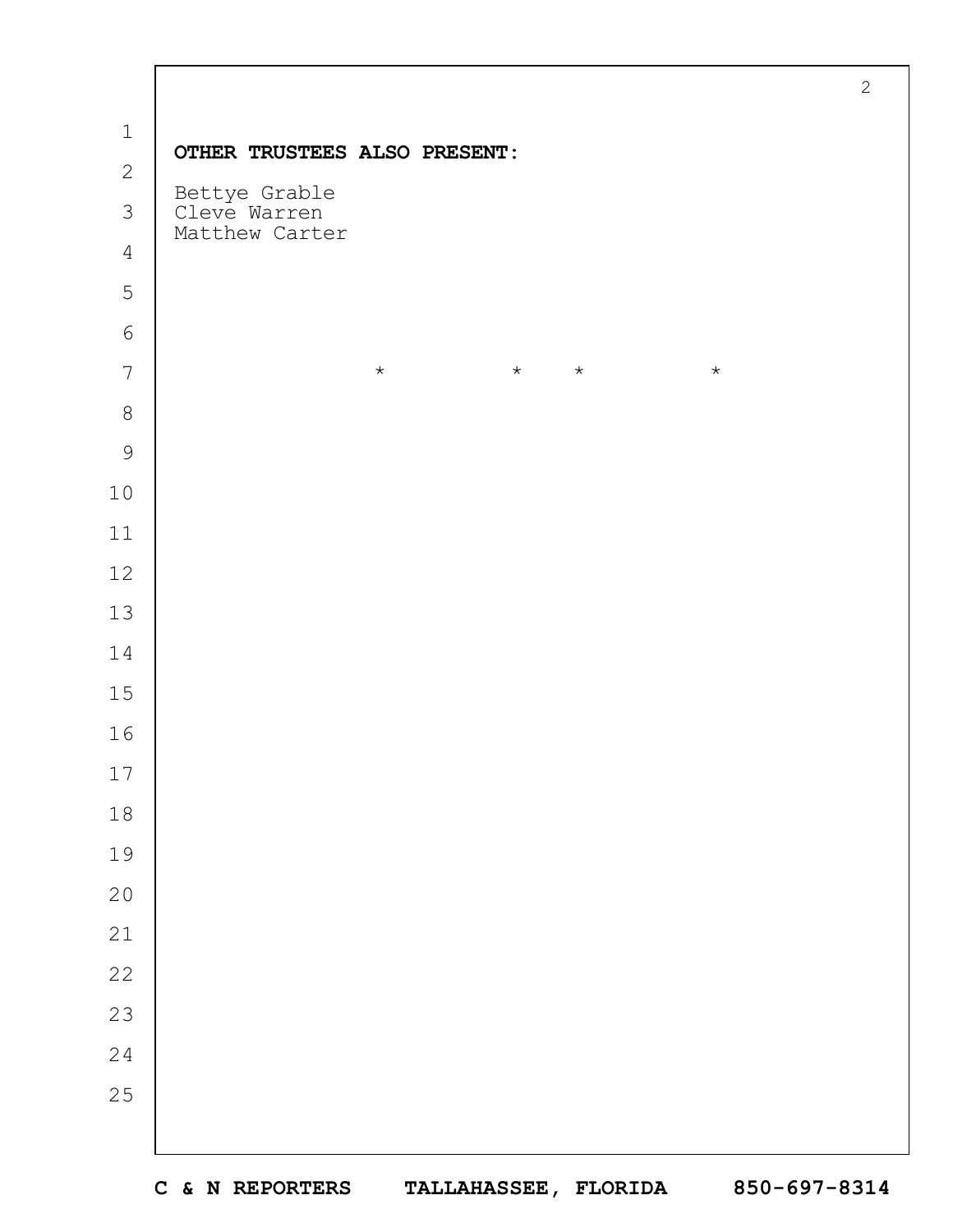**OTHER TRUSTEES ALSO PRESENT:**

Bettye Grable
Cleve Warren
Matthew Carter

\*    \*  \*    \*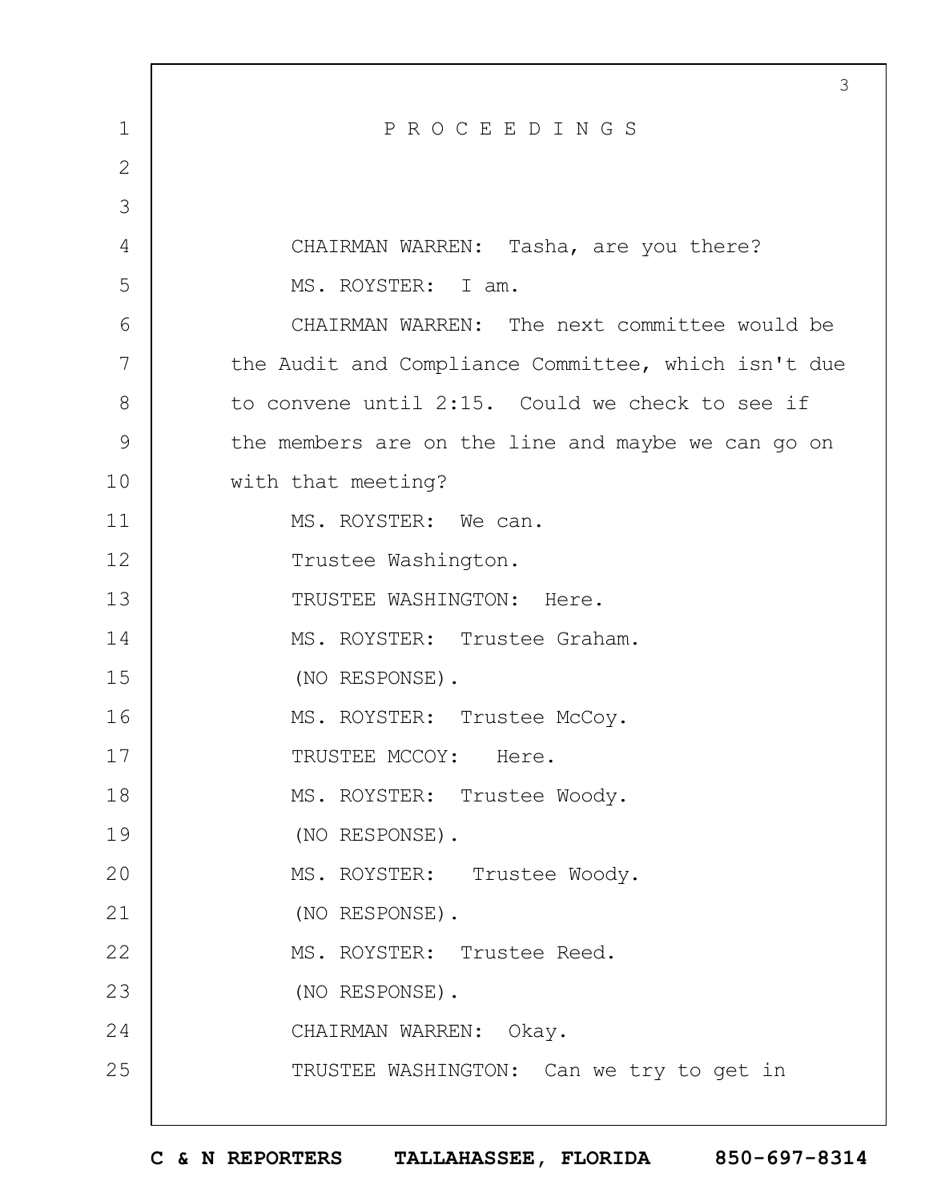# P R O C E E D I N G S

CHAIRMAN WARREN: Tasha, are you there?

MS. ROYSTER: I am.

CHAIRMAN WARREN: The next committee would be the Audit and Compliance Committee, which isn't due to convene until 2:15. Could we check to see if the members are on the line and maybe we can go on with that meeting?

MS. ROYSTER: We can.

Trustee Washington.

TRUSTEE WASHINGTON: Here.

MS. ROYSTER: Trustee Graham.

(NO RESPONSE).

MS. ROYSTER: Trustee McCoy.

TRUSTEE MCCOY: Here.

MS. ROYSTER: Trustee Woody.

(NO RESPONSE).

MS. ROYSTER: Trustee Woody.

(NO RESPONSE).

MS. ROYSTER: Trustee Reed.

(NO RESPONSE).

CHAIRMAN WARREN: Okay.

TRUSTEE WASHINGTON: Can we try to get in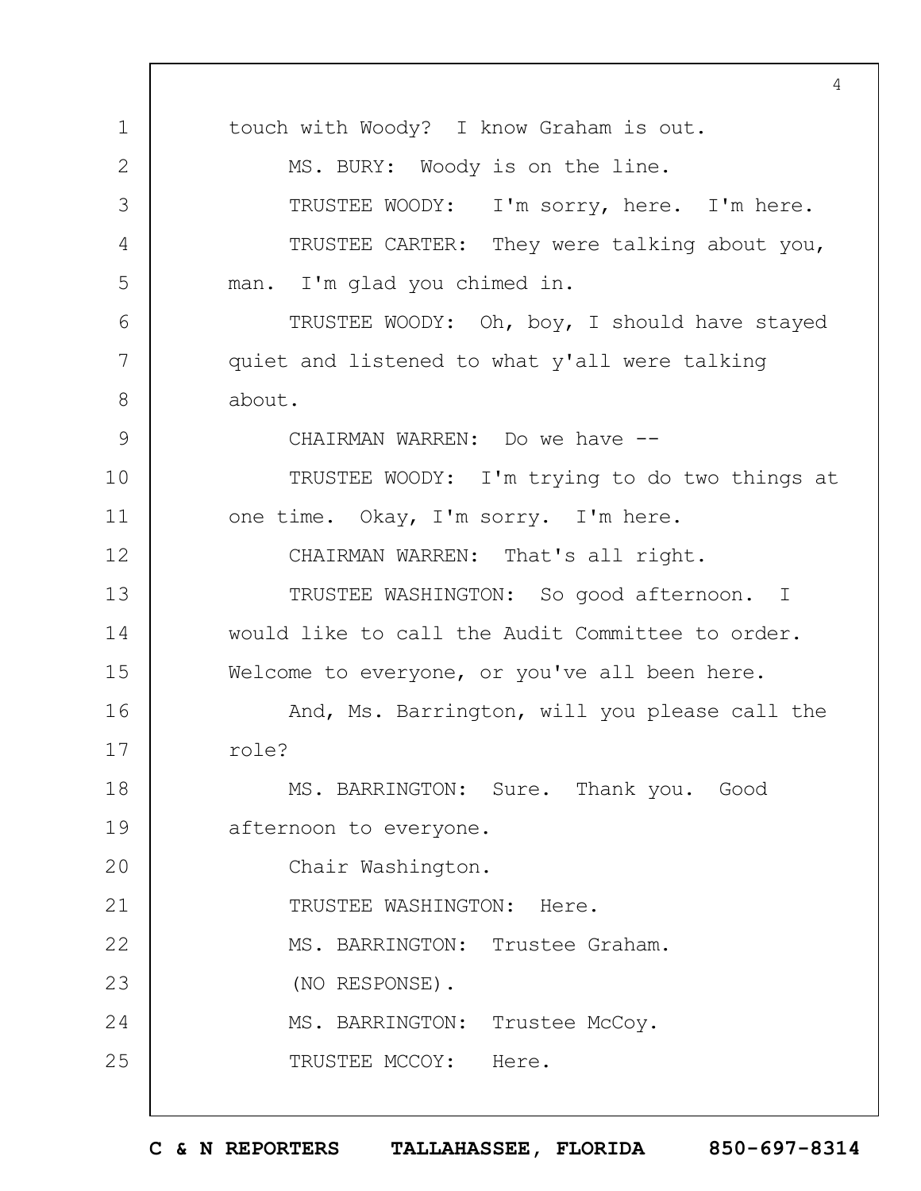touch with Woody? I know Graham is out.

MS. BURY: Woody is on the line.

TRUSTEE WOODY: I'm sorry, here. I'm here.

TRUSTEE CARTER: They were talking about you, man. I'm glad you chimed in.

TRUSTEE WOODY: Oh, boy, I should have stayed quiet and listened to what y'all were talking about.

CHAIRMAN WARREN: Do we have --

TRUSTEE WOODY: I'm trying to do two things at one time. Okay, I'm sorry. I'm here.

CHAIRMAN WARREN: That's all right.

TRUSTEE WASHINGTON: So good afternoon. I would like to call the Audit Committee to order. Welcome to everyone, or you've all been here.

And, Ms. Barrington, will you please call the role?

MS. BARRINGTON: Sure. Thank you. Good afternoon to everyone.

Chair Washington.

TRUSTEE WASHINGTON: Here.

MS. BARRINGTON: Trustee Graham.

(NO RESPONSE).

MS. BARRINGTON: Trustee McCoy.

TRUSTEE MCCOY: Here.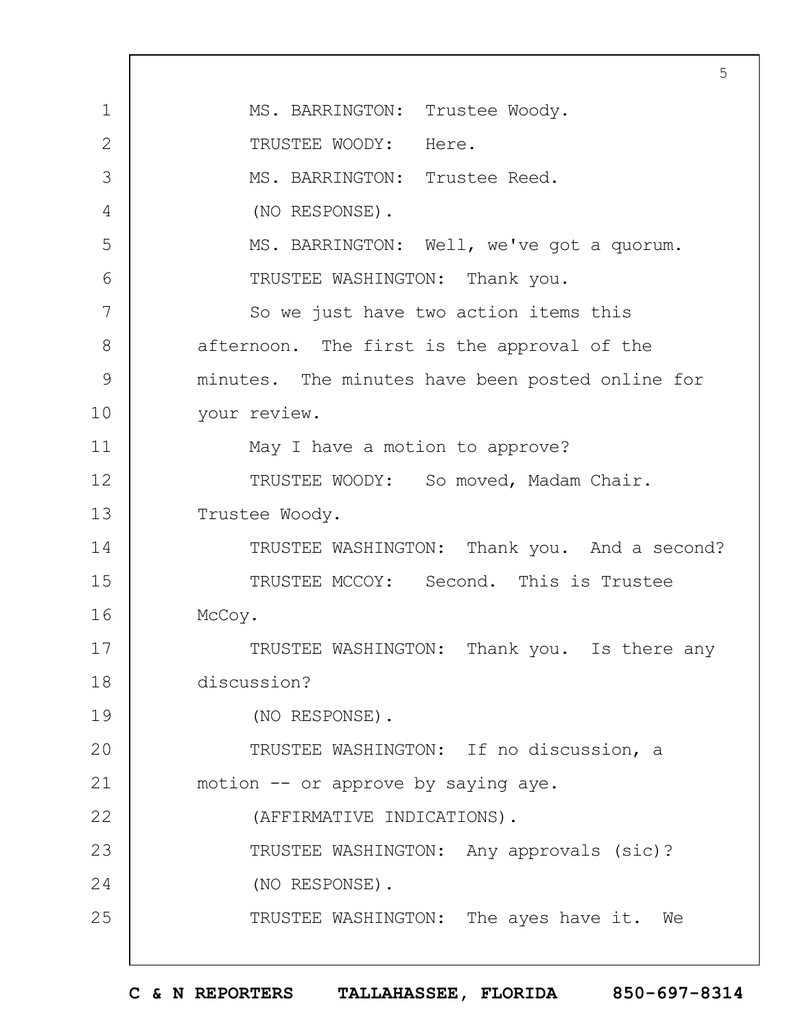MS. BARRINGTON: Trustee Woody.

TRUSTEE WOODY: Here.

MS. BARRINGTON: Trustee Reed.

(NO RESPONSE).

MS. BARRINGTON: Well, we've got a quorum.

TRUSTEE WASHINGTON: Thank you.

So we just have two action items this afternoon. The first is the approval of the minutes. The minutes have been posted online for your review.

May I have a motion to approve?

TRUSTEE WOODY: So moved, Madam Chair. Trustee Woody.

TRUSTEE WASHINGTON: Thank you. And a second?

TRUSTEE MCCOY: Second. This is Trustee McCoy.

TRUSTEE WASHINGTON: Thank you. Is there any discussion?

(NO RESPONSE).

TRUSTEE WASHINGTON: If no discussion, a motion -- or approve by saying aye.

(AFFIRMATIVE INDICATIONS).

TRUSTEE WASHINGTON: Any approvals (sic)?

(NO RESPONSE).

TRUSTEE WASHINGTON: The ayes have it. We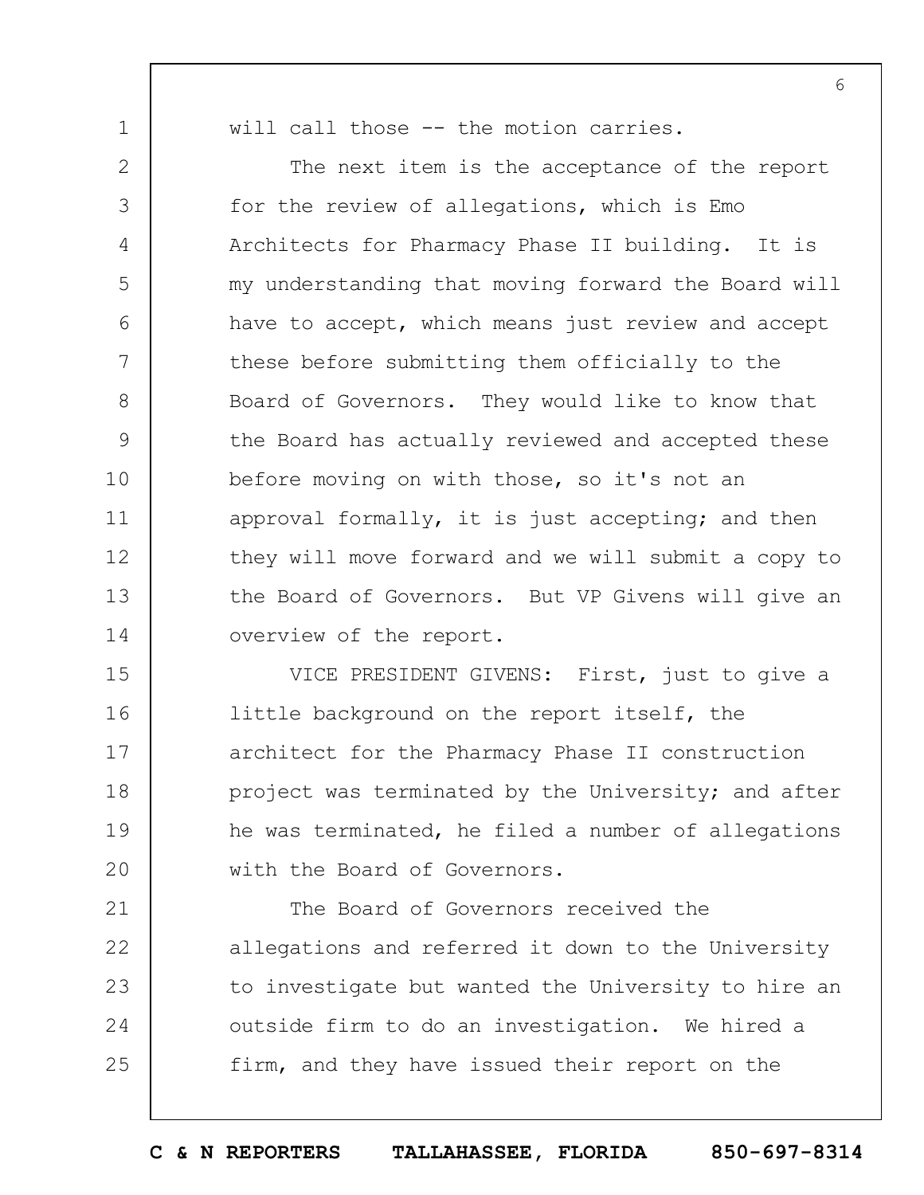will call those -- the motion carries.

The next item is the acceptance of the report for the review of allegations, which is Emo Architects for Pharmacy Phase II building. It is my understanding that moving forward the Board will have to accept, which means just review and accept these before submitting them officially to the Board of Governors. They would like to know that the Board has actually reviewed and accepted these before moving on with those, so it's not an approval formally, it is just accepting; and then they will move forward and we will submit a copy to the Board of Governors. But VP Givens will give an overview of the report.

VICE PRESIDENT GIVENS: First, just to give a little background on the report itself, the architect for the Pharmacy Phase II construction project was terminated by the University; and after he was terminated, he filed a number of allegations with the Board of Governors.

The Board of Governors received the allegations and referred it down to the University to investigate but wanted the University to hire an outside firm to do an investigation. We hired a firm, and they have issued their report on the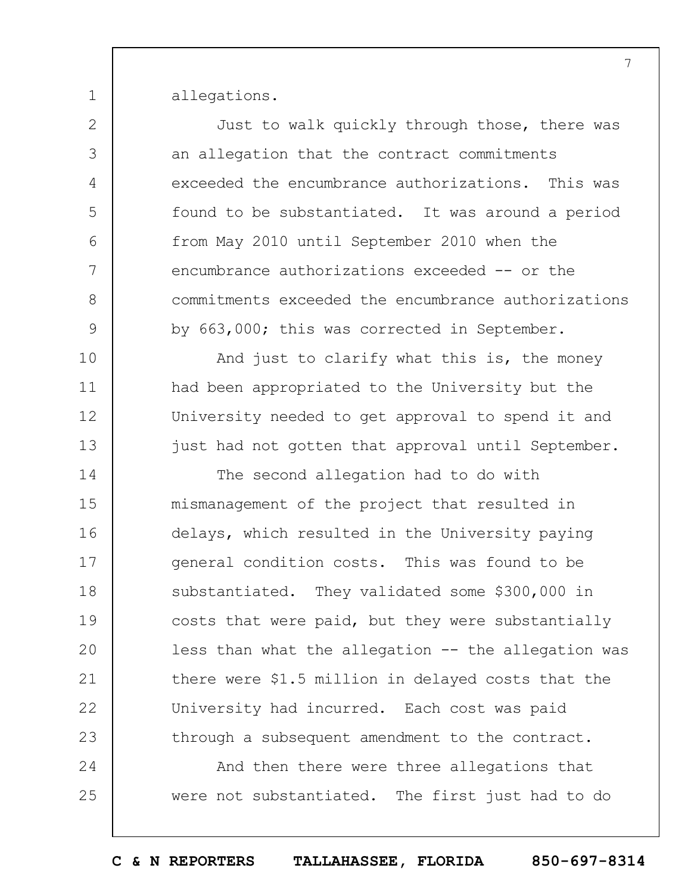allegations.

Just to walk quickly through those, there was an allegation that the contract commitments exceeded the encumbrance authorizations. This was found to be substantiated. It was around a period from May 2010 until September 2010 when the encumbrance authorizations exceeded -- or the commitments exceeded the encumbrance authorizations by 663,000; this was corrected in September.

And just to clarify what this is, the money had been appropriated to the University but the University needed to get approval to spend it and just had not gotten that approval until September.

The second allegation had to do with mismanagement of the project that resulted in delays, which resulted in the University paying general condition costs. This was found to be substantiated. They validated some $300,000 in costs that were paid, but they were substantially less than what the allegation -- the allegation was there were $1.5 million in delayed costs that the University had incurred. Each cost was paid through a subsequent amendment to the contract.

And then there were three allegations that were not substantiated. The first just had to do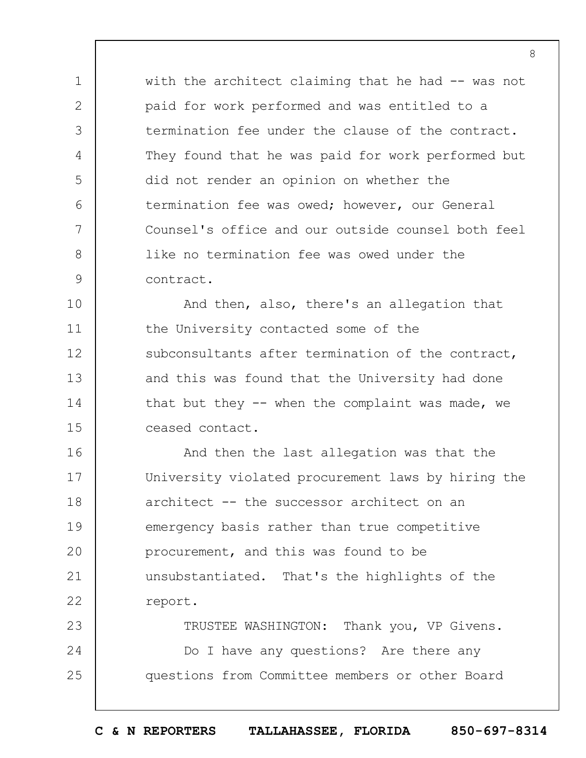with the architect claiming that he had -- was not paid for work performed and was entitled to a termination fee under the clause of the contract. They found that he was paid for work performed but did not render an opinion on whether the termination fee was owed; however, our General Counsel's office and our outside counsel both feel like no termination fee was owed under the contract.

And then, also, there's an allegation that the University contacted some of the subconsultants after termination of the contract, and this was found that the University had done that but they -- when the complaint was made, we ceased contact.

And then the last allegation was that the University violated procurement laws by hiring the architect -- the successor architect on an emergency basis rather than true competitive procurement, and this was found to be unsubstantiated. That's the highlights of the report.

TRUSTEE WASHINGTON: Thank you, VP Givens.

Do I have any questions? Are there any questions from Committee members or other Board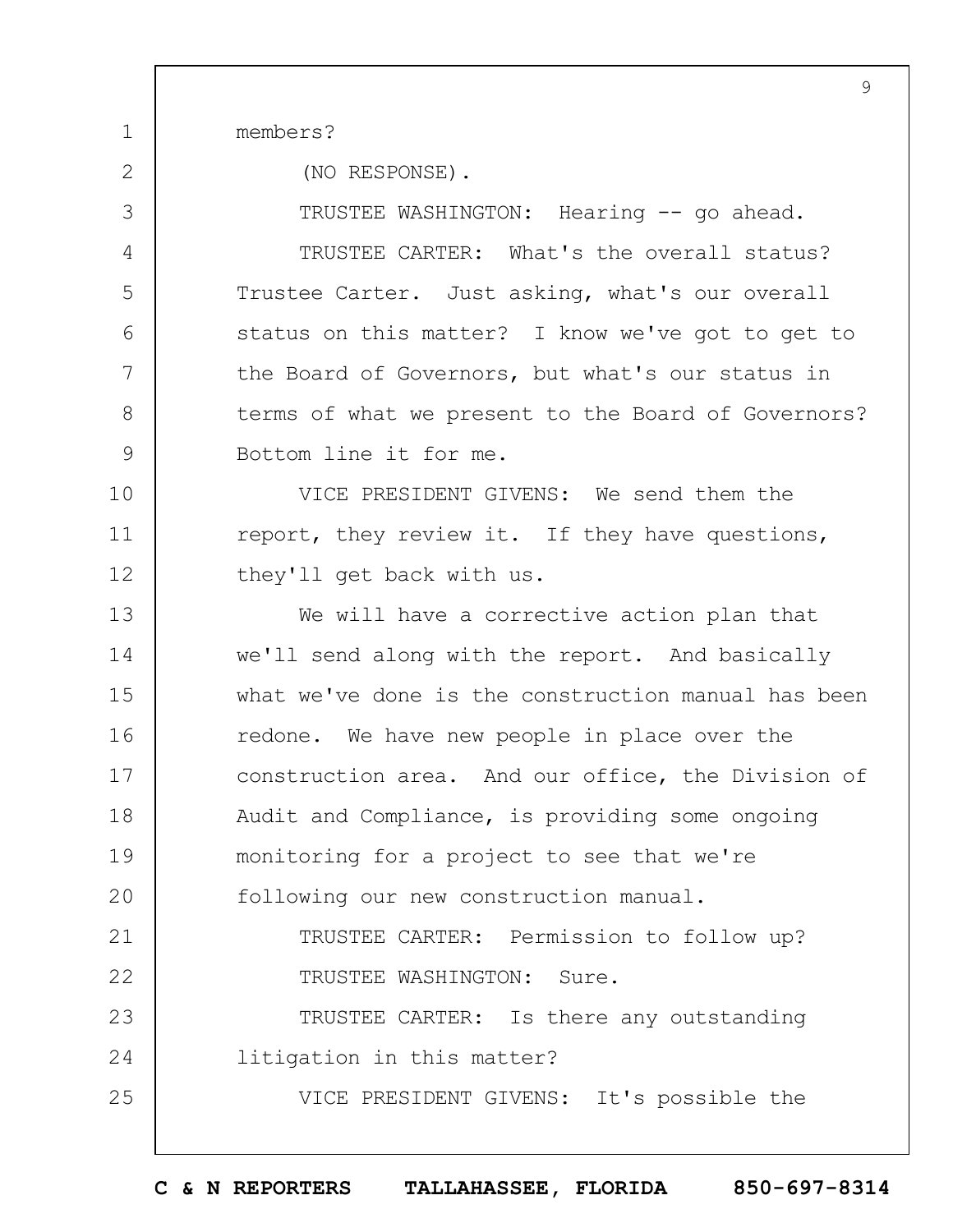members?

(NO RESPONSE).

TRUSTEE WASHINGTON: Hearing -- go ahead.

TRUSTEE CARTER: What's the overall status? Trustee Carter. Just asking, what's our overall status on this matter? I know we've got to get to the Board of Governors, but what's our status in terms of what we present to the Board of Governors? Bottom line it for me.

VICE PRESIDENT GIVENS: We send them the report, they review it. If they have questions, they'll get back with us.

We will have a corrective action plan that we'll send along with the report. And basically what we've done is the construction manual has been redone. We have new people in place over the construction area. And our office, the Division of Audit and Compliance, is providing some ongoing monitoring for a project to see that we're following our new construction manual.

TRUSTEE CARTER: Permission to follow up?

TRUSTEE WASHINGTON: Sure.

TRUSTEE CARTER: Is there any outstanding litigation in this matter?

VICE PRESIDENT GIVENS: It's possible the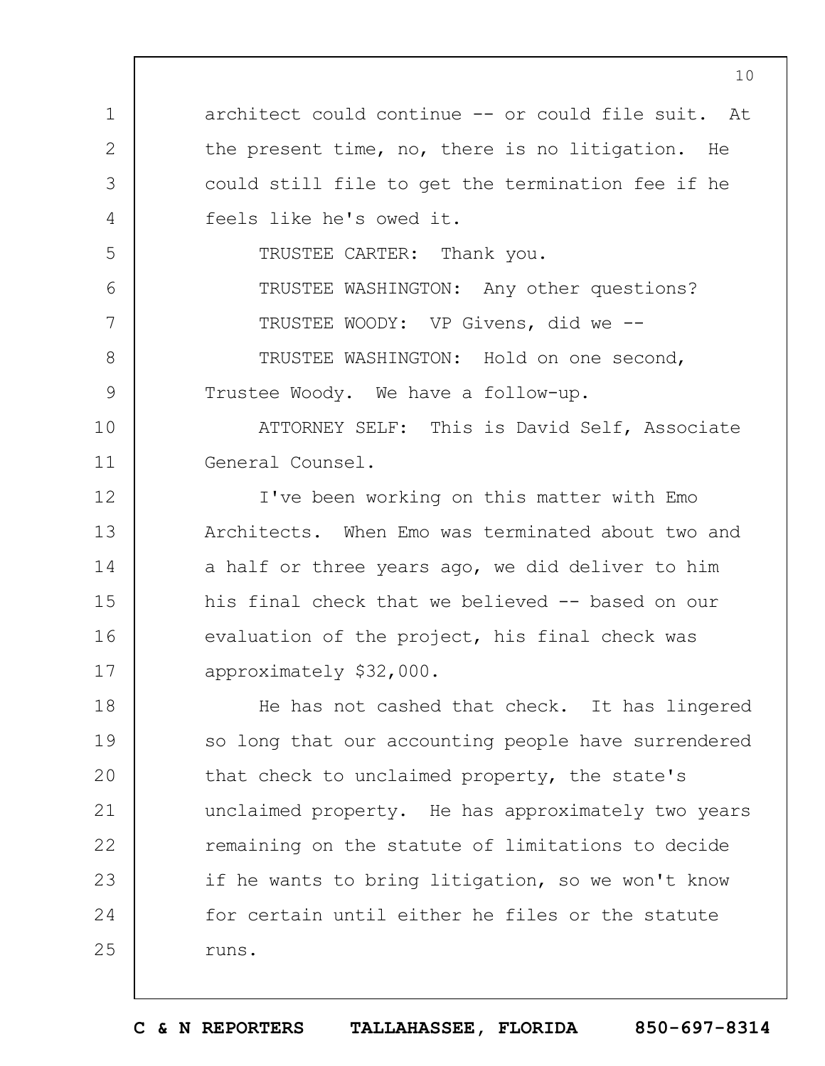architect could continue -- or could file suit. At the present time, no, there is no litigation. He could still file to get the termination fee if he feels like he's owed it.

TRUSTEE CARTER: Thank you.

TRUSTEE WASHINGTON: Any other questions?

TRUSTEE WOODY: VP Givens, did we --

TRUSTEE WASHINGTON: Hold on one second, Trustee Woody. We have a follow-up.

ATTORNEY SELF: This is David Self, Associate General Counsel.

I've been working on this matter with Emo Architects. When Emo was terminated about two and a half or three years ago, we did deliver to him his final check that we believed -- based on our evaluation of the project, his final check was approximately $32,000.

He has not cashed that check. It has lingered so long that our accounting people have surrendered that check to unclaimed property, the state's unclaimed property. He has approximately two years remaining on the statute of limitations to decide if he wants to bring litigation, so we won't know for certain until either he files or the statute runs.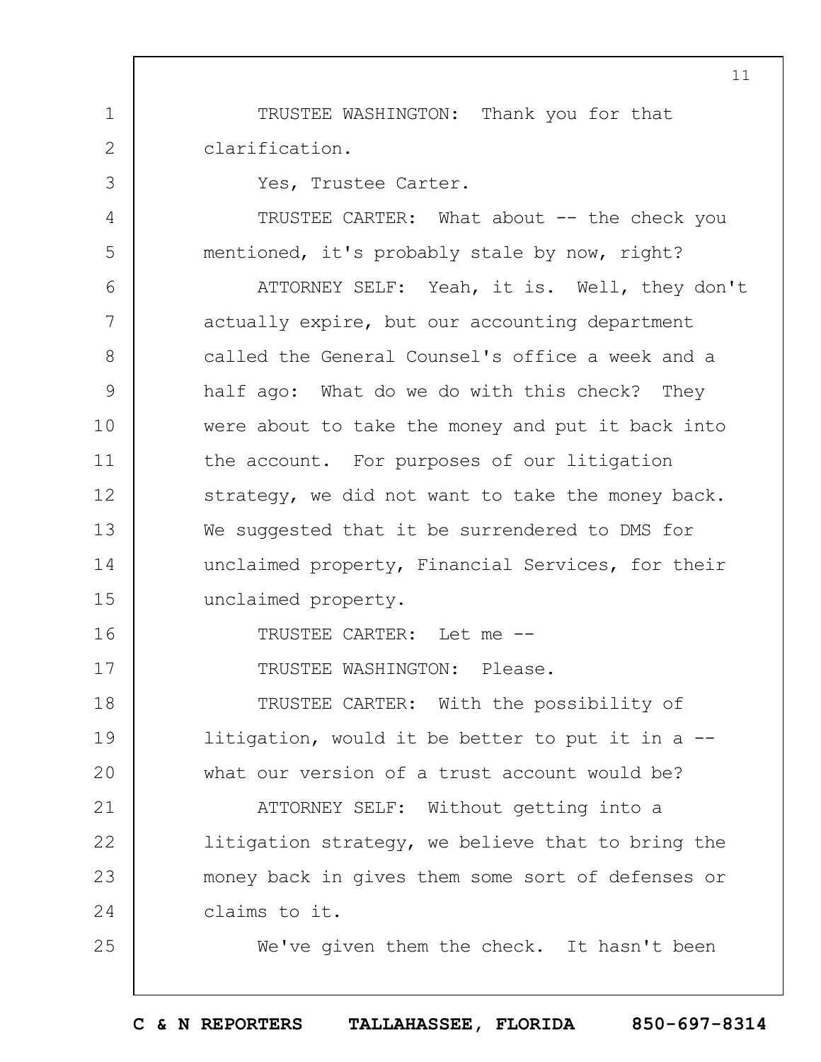TRUSTEE WASHINGTON: Thank you for that clarification.

Yes, Trustee Carter.

TRUSTEE CARTER: What about -- the check you mentioned, it's probably stale by now, right?

ATTORNEY SELF: Yeah, it is. Well, they don't actually expire, but our accounting department called the General Counsel's office a week and a half ago: What do we do with this check? They were about to take the money and put it back into the account. For purposes of our litigation strategy, we did not want to take the money back. We suggested that it be surrendered to DMS for unclaimed property, Financial Services, for their unclaimed property.

TRUSTEE CARTER: Let me --

TRUSTEE WASHINGTON: Please.

TRUSTEE CARTER: With the possibility of litigation, would it be better to put it in a -- what our version of a trust account would be?

ATTORNEY SELF: Without getting into a litigation strategy, we believe that to bring the money back in gives them some sort of defenses or claims to it.

We've given them the check. It hasn't been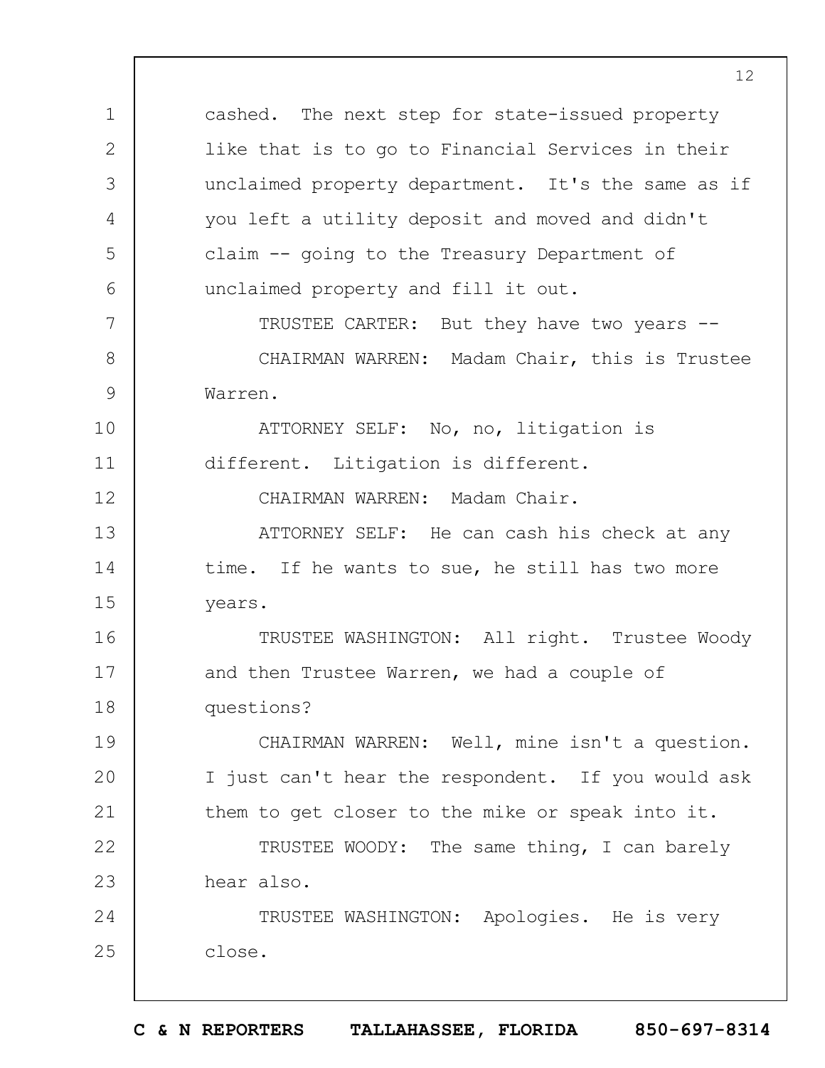cashed. The next step for state-issued property like that is to go to Financial Services in their unclaimed property department. It's the same as if you left a utility deposit and moved and didn't claim -- going to the Treasury Department of unclaimed property and fill it out.

TRUSTEE CARTER: But they have two years --

CHAIRMAN WARREN: Madam Chair, this is Trustee Warren.

ATTORNEY SELF: No, no, litigation is different. Litigation is different.

CHAIRMAN WARREN: Madam Chair.

ATTORNEY SELF: He can cash his check at any time. If he wants to sue, he still has two more years.

TRUSTEE WASHINGTON: All right. Trustee Woody and then Trustee Warren, we had a couple of questions?

CHAIRMAN WARREN: Well, mine isn't a question. I just can't hear the respondent. If you would ask them to get closer to the mike or speak into it.

TRUSTEE WOODY: The same thing, I can barely hear also.

TRUSTEE WASHINGTON: Apologies. He is very close.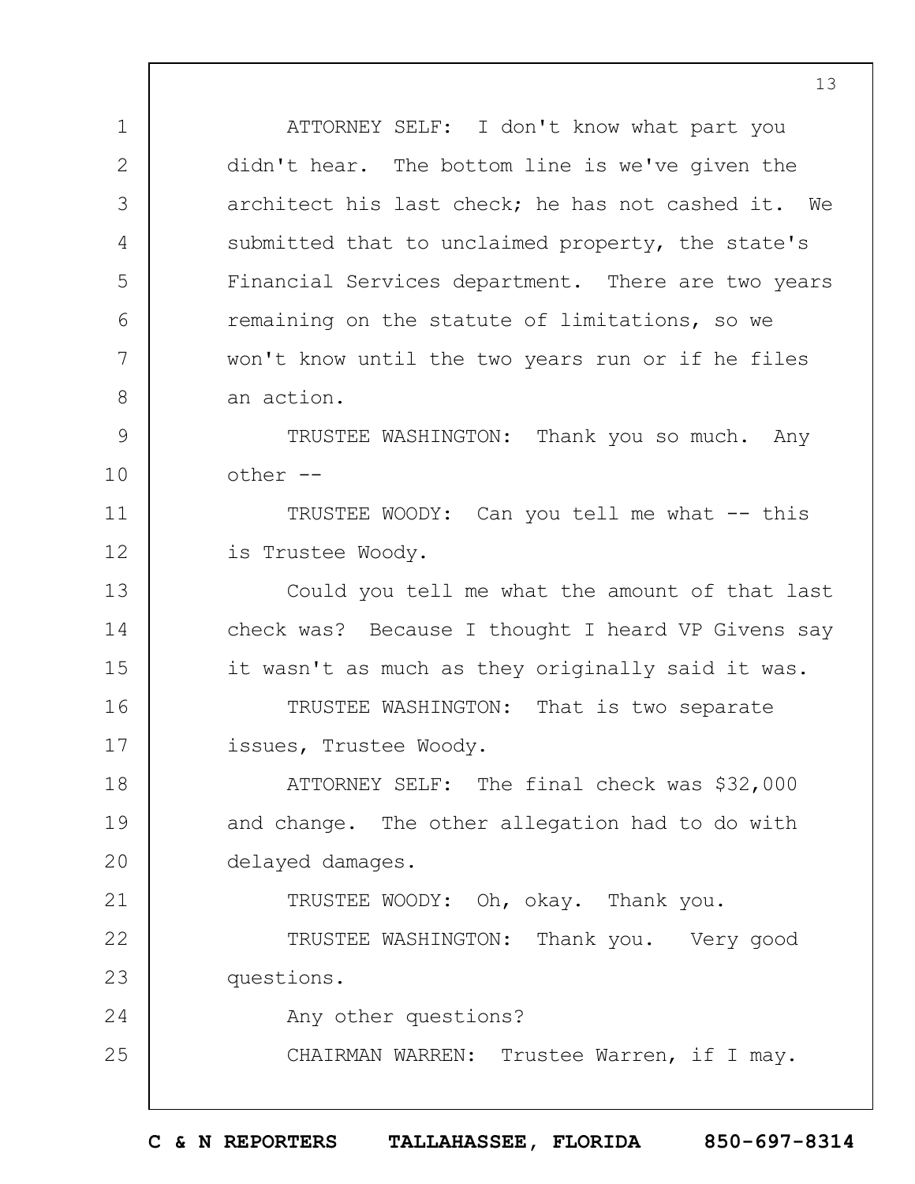ATTORNEY SELF: I don't know what part you didn't hear. The bottom line is we've given the architect his last check; he has not cashed it. We submitted that to unclaimed property, the state's Financial Services department. There are two years remaining on the statute of limitations, so we won't know until the two years run or if he files an action.

TRUSTEE WASHINGTON: Thank you so much. Any other --

TRUSTEE WOODY: Can you tell me what -- this is Trustee Woody.

Could you tell me what the amount of that last check was? Because I thought I heard VP Givens say it wasn't as much as they originally said it was.

TRUSTEE WASHINGTON: That is two separate issues, Trustee Woody.

ATTORNEY SELF: The final check was $32,000 and change. The other allegation had to do with delayed damages.

TRUSTEE WOODY: Oh, okay. Thank you.

TRUSTEE WASHINGTON: Thank you. Very good questions.

Any other questions?

CHAIRMAN WARREN: Trustee Warren, if I may.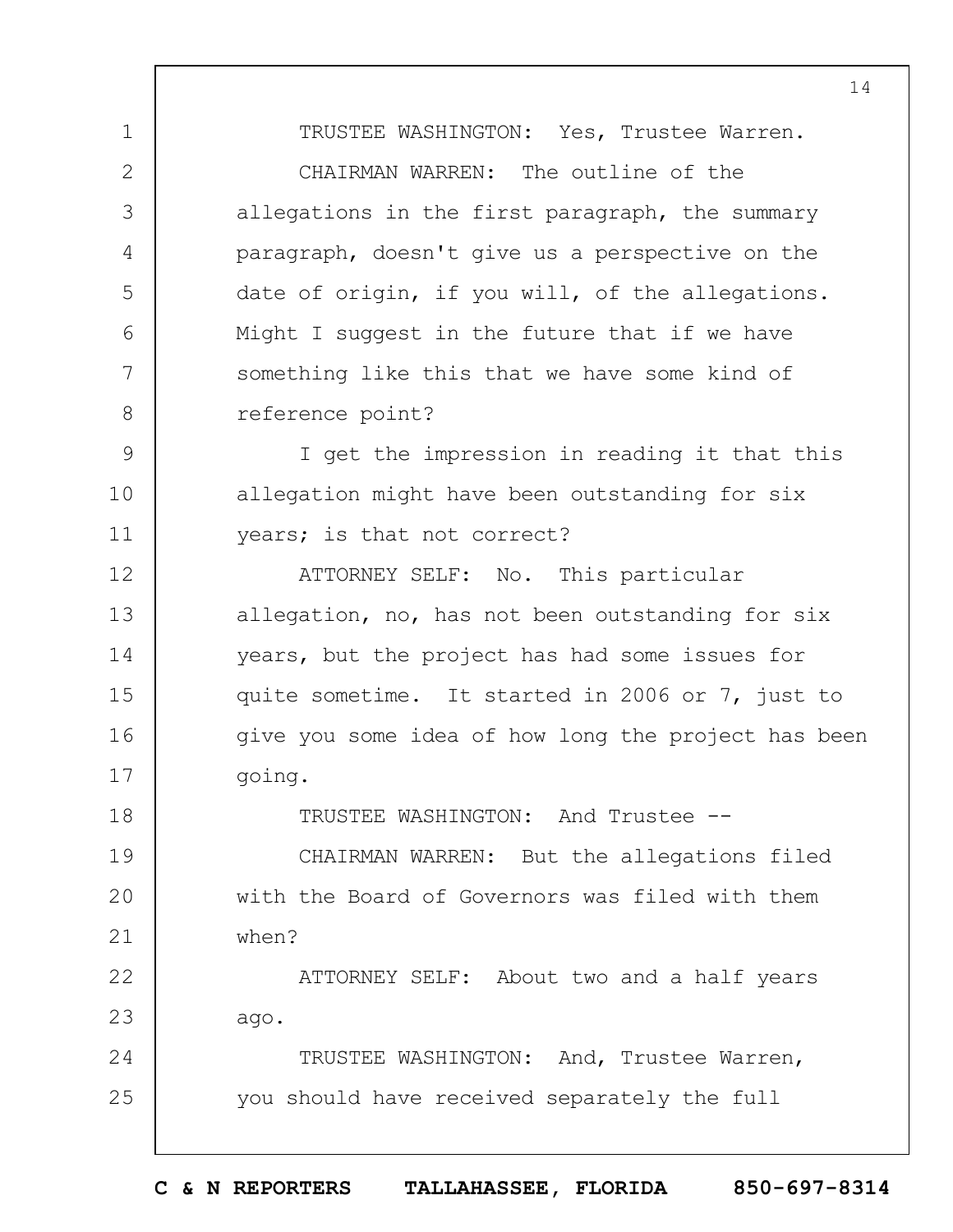TRUSTEE WASHINGTON: Yes, Trustee Warren.

CHAIRMAN WARREN: The outline of the allegations in the first paragraph, the summary paragraph, doesn't give us a perspective on the date of origin, if you will, of the allegations. Might I suggest in the future that if we have something like this that we have some kind of reference point?

I get the impression in reading it that this allegation might have been outstanding for six years; is that not correct?

ATTORNEY SELF: No. This particular allegation, no, has not been outstanding for six years, but the project has had some issues for quite sometime. It started in 2006 or 7, just to give you some idea of how long the project has been going.

TRUSTEE WASHINGTON: And Trustee --

CHAIRMAN WARREN: But the allegations filed with the Board of Governors was filed with them when?

ATTORNEY SELF: About two and a half years ago.

TRUSTEE WASHINGTON: And, Trustee Warren, you should have received separately the full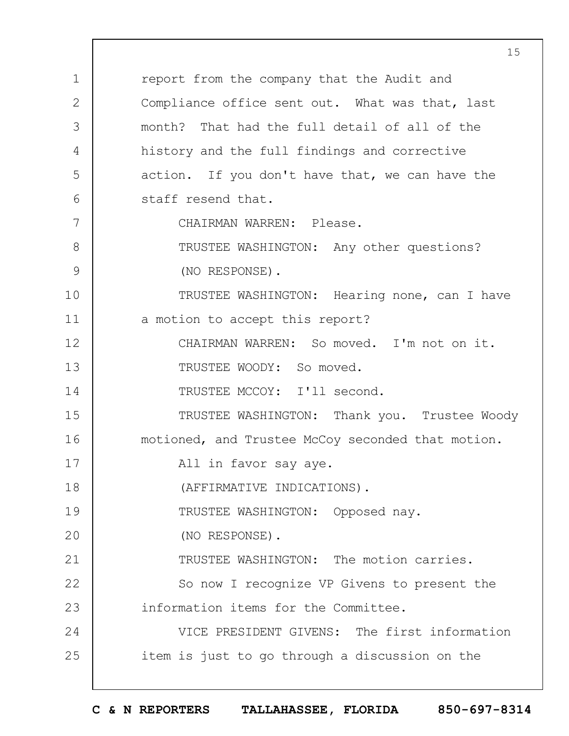report from the company that the Audit and Compliance office sent out. What was that, last month? That had the full detail of all of the history and the full findings and corrective action. If you don't have that, we can have the staff resend that.

CHAIRMAN WARREN: Please.

TRUSTEE WASHINGTON: Any other questions?

(NO RESPONSE).

TRUSTEE WASHINGTON: Hearing none, can I have a motion to accept this report?

CHAIRMAN WARREN: So moved. I'm not on it.

TRUSTEE WOODY: So moved.

TRUSTEE MCCOY: I'll second.

TRUSTEE WASHINGTON: Thank you. Trustee Woody motioned, and Trustee McCoy seconded that motion.

All in favor say aye.

(AFFIRMATIVE INDICATIONS).

TRUSTEE WASHINGTON: Opposed nay.

(NO RESPONSE).

TRUSTEE WASHINGTON: The motion carries.

So now I recognize VP Givens to present the information items for the Committee.

VICE PRESIDENT GIVENS: The first information item is just to go through a discussion on the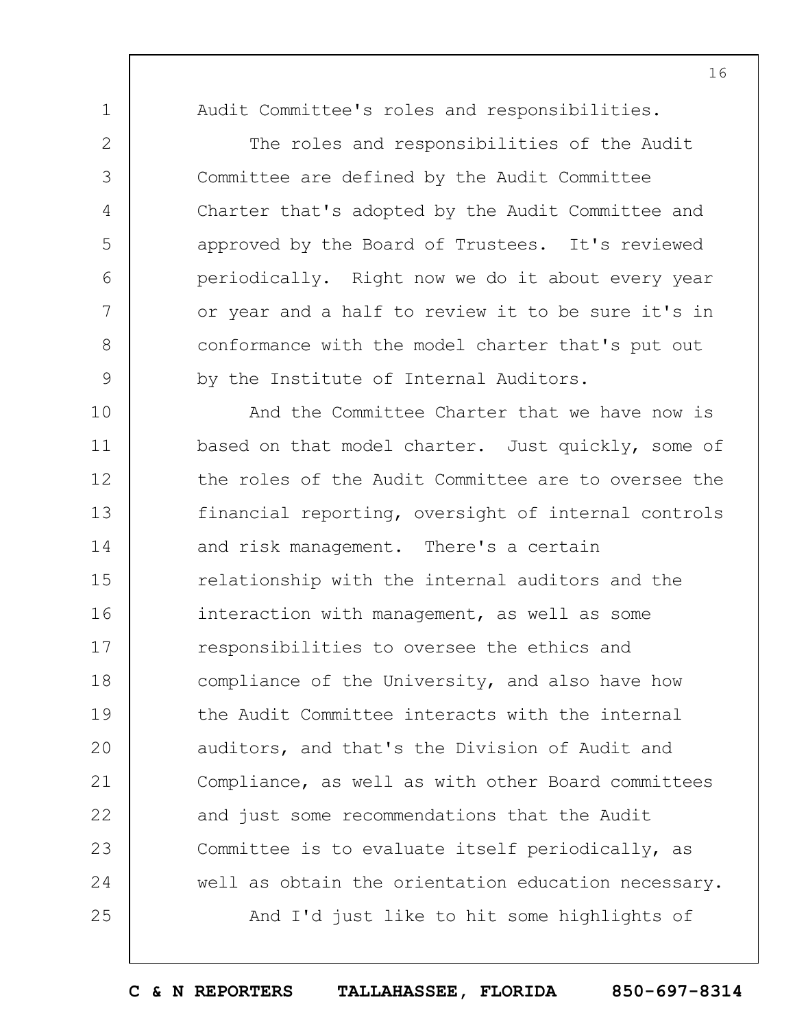Audit Committee's roles and responsibilities.

The roles and responsibilities of the Audit Committee are defined by the Audit Committee Charter that's adopted by the Audit Committee and approved by the Board of Trustees. It's reviewed periodically. Right now we do it about every year or year and a half to review it to be sure it's in conformance with the model charter that's put out by the Institute of Internal Auditors.

And the Committee Charter that we have now is based on that model charter. Just quickly, some of the roles of the Audit Committee are to oversee the financial reporting, oversight of internal controls and risk management. There's a certain relationship with the internal auditors and the interaction with management, as well as some responsibilities to oversee the ethics and compliance of the University, and also have how the Audit Committee interacts with the internal auditors, and that's the Division of Audit and Compliance, as well as with other Board committees and just some recommendations that the Audit Committee is to evaluate itself periodically, as well as obtain the orientation education necessary.

And I'd just like to hit some highlights of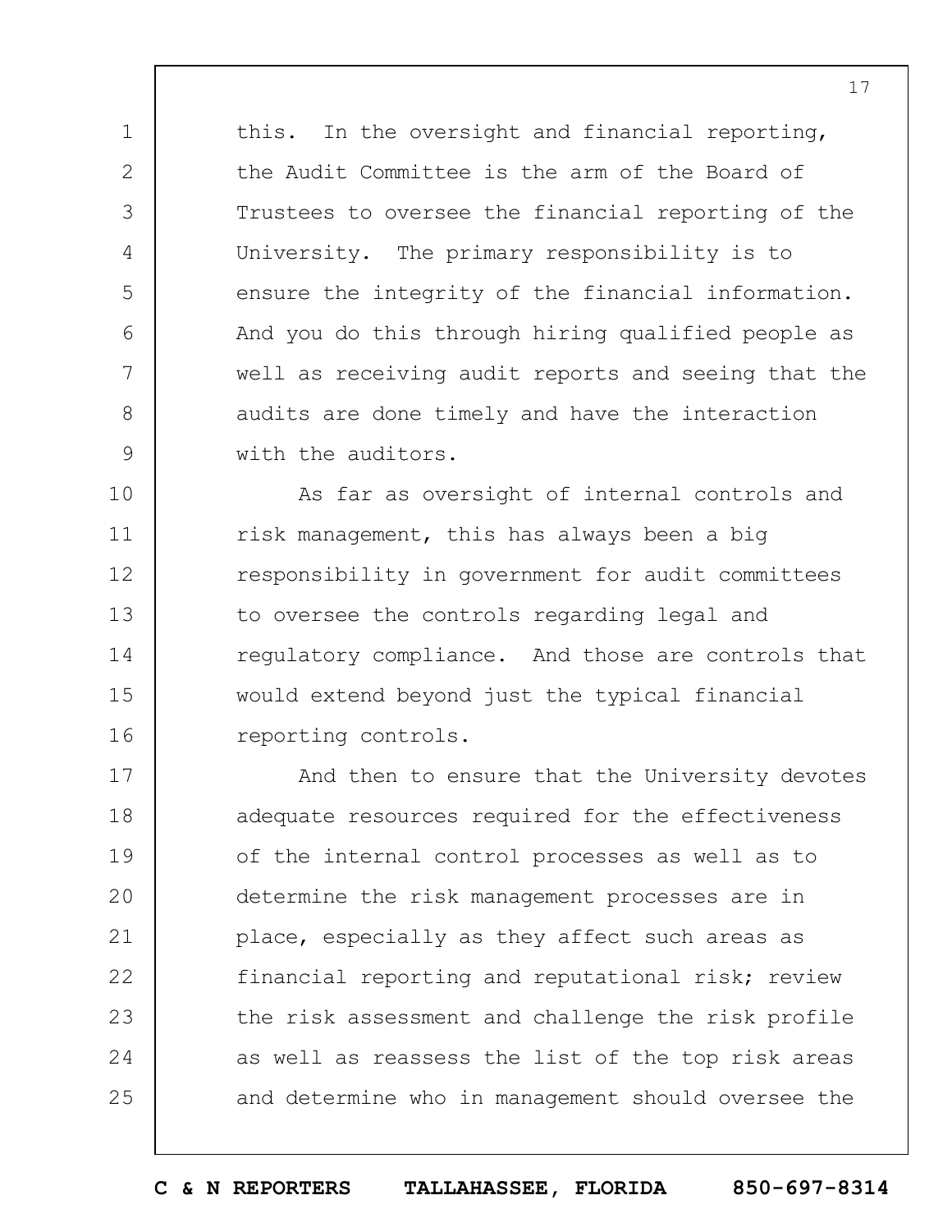this. In the oversight and financial reporting, the Audit Committee is the arm of the Board of Trustees to oversee the financial reporting of the University. The primary responsibility is to ensure the integrity of the financial information. And you do this through hiring qualified people as well as receiving audit reports and seeing that the audits are done timely and have the interaction with the auditors.

As far as oversight of internal controls and risk management, this has always been a big responsibility in government for audit committees to oversee the controls regarding legal and regulatory compliance. And those are controls that would extend beyond just the typical financial reporting controls.

And then to ensure that the University devotes adequate resources required for the effectiveness of the internal control processes as well as to determine the risk management processes are in place, especially as they affect such areas as financial reporting and reputational risk; review the risk assessment and challenge the risk profile as well as reassess the list of the top risk areas and determine who in management should oversee the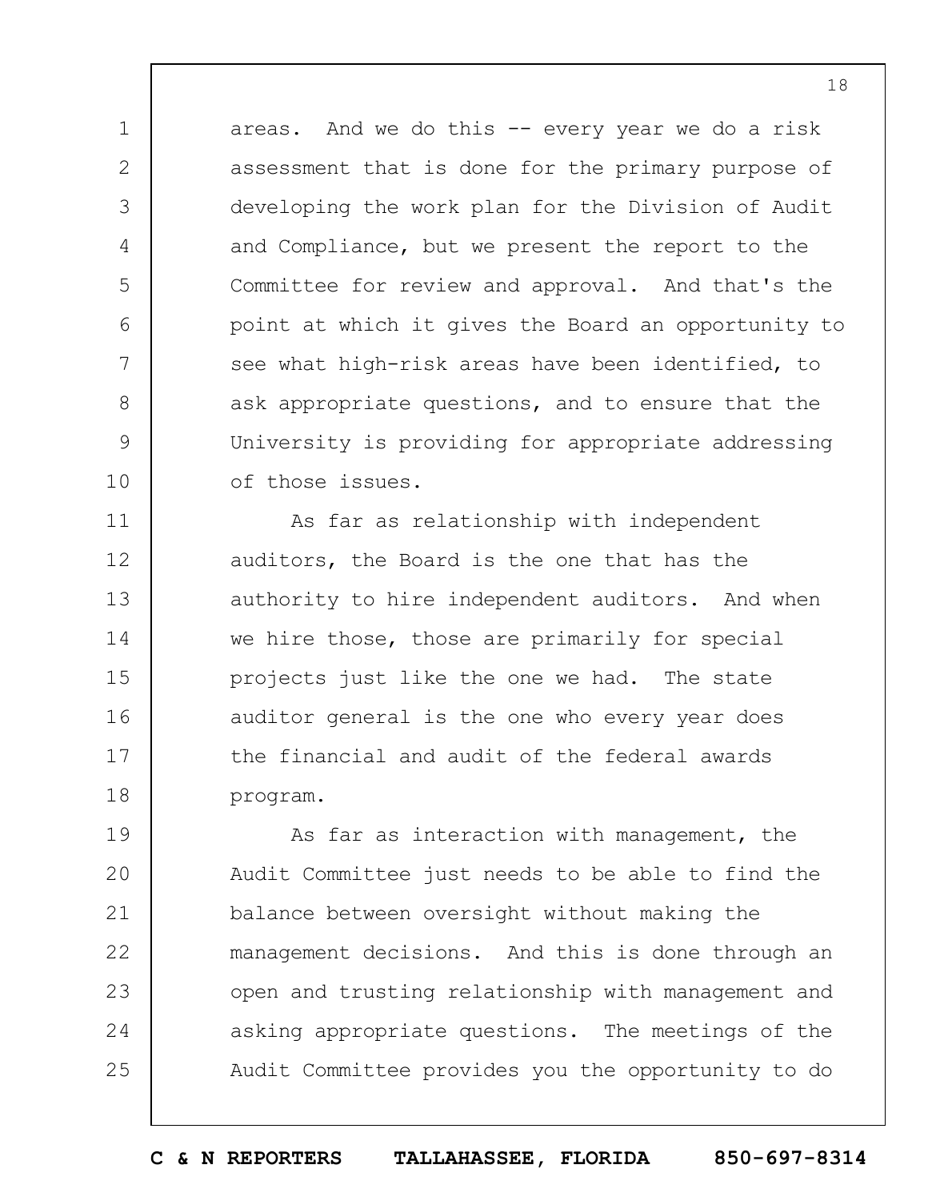areas. And we do this -- every year we do a risk assessment that is done for the primary purpose of developing the work plan for the Division of Audit and Compliance, but we present the report to the Committee for review and approval. And that's the point at which it gives the Board an opportunity to see what high-risk areas have been identified, to ask appropriate questions, and to ensure that the University is providing for appropriate addressing of those issues.

As far as relationship with independent auditors, the Board is the one that has the authority to hire independent auditors. And when we hire those, those are primarily for special projects just like the one we had. The state auditor general is the one who every year does the financial and audit of the federal awards program.

As far as interaction with management, the Audit Committee just needs to be able to find the balance between oversight without making the management decisions. And this is done through an open and trusting relationship with management and asking appropriate questions. The meetings of the Audit Committee provides you the opportunity to do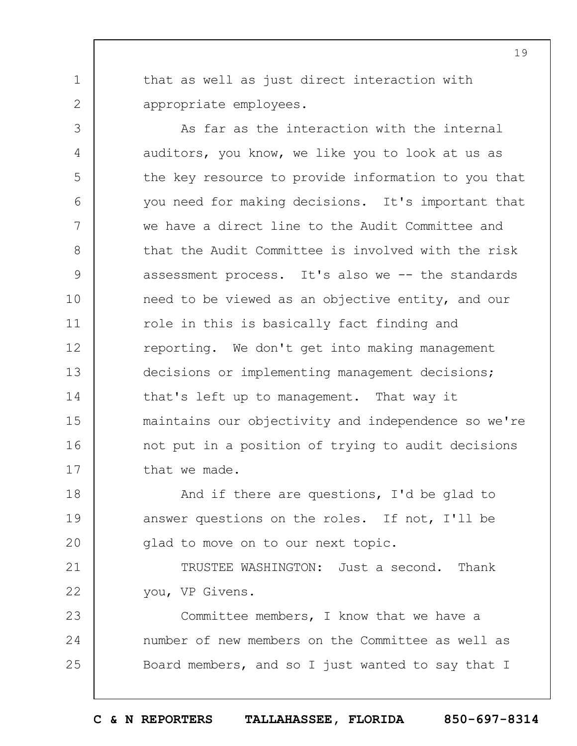that as well as just direct interaction with appropriate employees.

As far as the interaction with the internal auditors, you know, we like you to look at us as the key resource to provide information to you that you need for making decisions. It's important that we have a direct line to the Audit Committee and that the Audit Committee is involved with the risk assessment process. It's also we -- the standards need to be viewed as an objective entity, and our role in this is basically fact finding and reporting. We don't get into making management decisions or implementing management decisions; that's left up to management. That way it maintains our objectivity and independence so we're not put in a position of trying to audit decisions that we made.

And if there are questions, I'd be glad to answer questions on the roles. If not, I'll be glad to move on to our next topic.

TRUSTEE WASHINGTON: Just a second. Thank you, VP Givens.

Committee members, I know that we have a number of new members on the Committee as well as Board members, and so I just wanted to say that I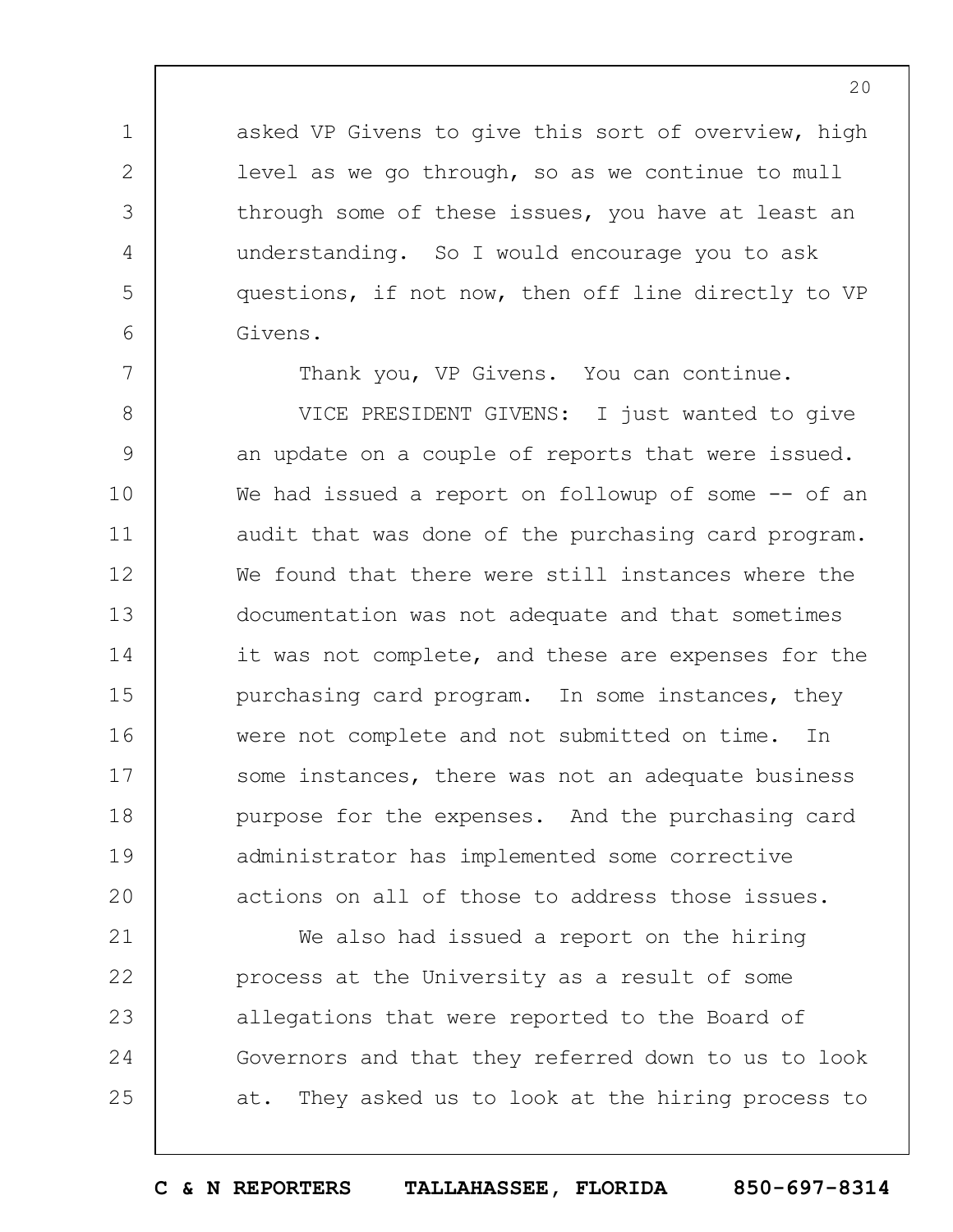asked VP Givens to give this sort of overview, high level as we go through, so as we continue to mull through some of these issues, you have at least an understanding. So I would encourage you to ask questions, if not now, then off line directly to VP Givens.

Thank you, VP Givens. You can continue.

VICE PRESIDENT GIVENS: I just wanted to give an update on a couple of reports that were issued. We had issued a report on followup of some -- of an audit that was done of the purchasing card program. We found that there were still instances where the documentation was not adequate and that sometimes it was not complete, and these are expenses for the purchasing card program. In some instances, they were not complete and not submitted on time. In some instances, there was not an adequate business purpose for the expenses. And the purchasing card administrator has implemented some corrective actions on all of those to address those issues.

We also had issued a report on the hiring process at the University as a result of some allegations that were reported to the Board of Governors and that they referred down to us to look at. They asked us to look at the hiring process to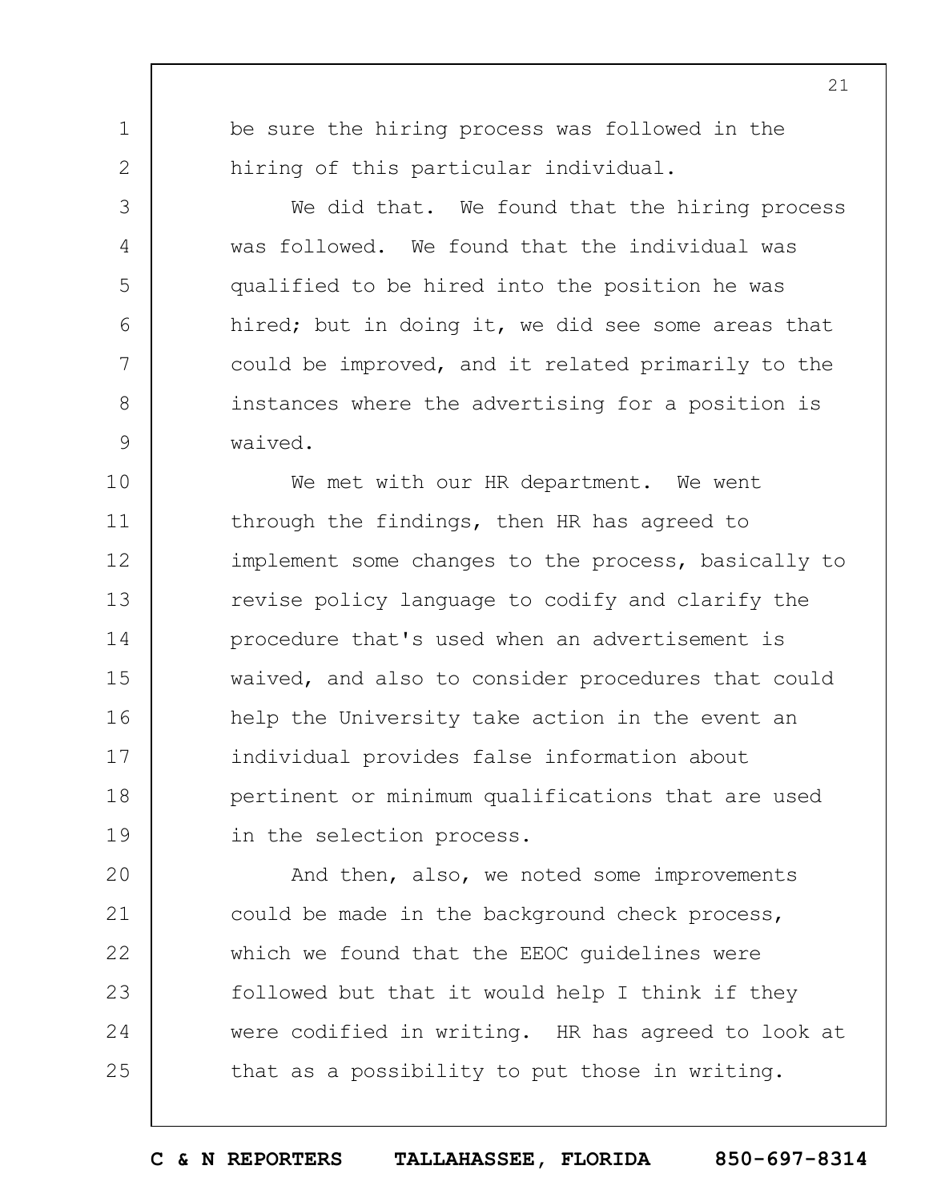be sure the hiring process was followed in the hiring of this particular individual.

We did that. We found that the hiring process was followed. We found that the individual was qualified to be hired into the position he was hired; but in doing it, we did see some areas that could be improved, and it related primarily to the instances where the advertising for a position is waived.

We met with our HR department. We went through the findings, then HR has agreed to implement some changes to the process, basically to revise policy language to codify and clarify the procedure that's used when an advertisement is waived, and also to consider procedures that could help the University take action in the event an individual provides false information about pertinent or minimum qualifications that are used in the selection process.

And then, also, we noted some improvements could be made in the background check process, which we found that the EEOC guidelines were followed but that it would help I think if they were codified in writing. HR has agreed to look at that as a possibility to put those in writing.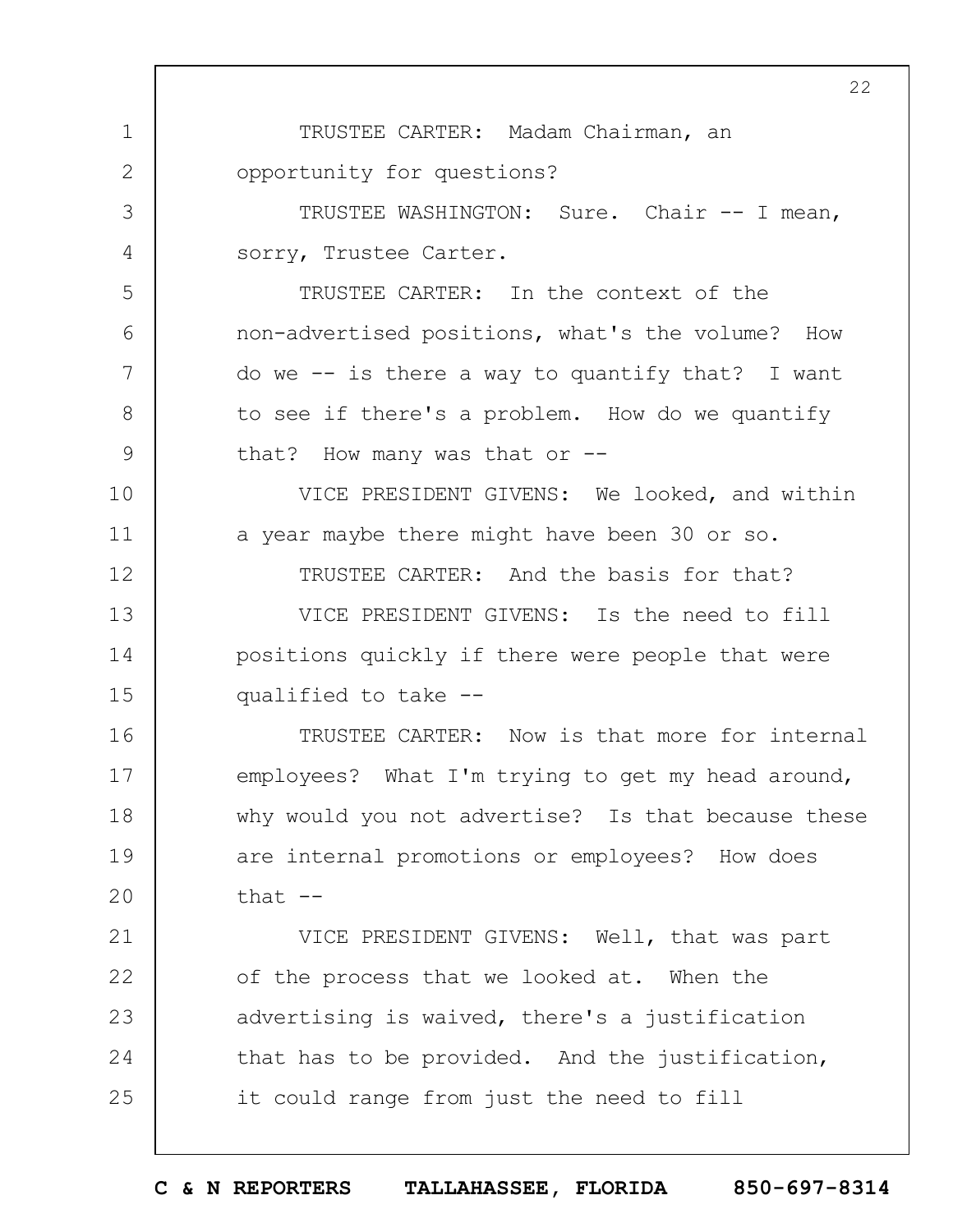TRUSTEE CARTER: Madam Chairman, an opportunity for questions?

TRUSTEE WASHINGTON: Sure. Chair -- I mean, sorry, Trustee Carter.

TRUSTEE CARTER: In the context of the non-advertised positions, what's the volume? How do we -- is there a way to quantify that? I want to see if there's a problem. How do we quantify that? How many was that or --

VICE PRESIDENT GIVENS: We looked, and within a year maybe there might have been 30 or so.

TRUSTEE CARTER: And the basis for that?

VICE PRESIDENT GIVENS: Is the need to fill positions quickly if there were people that were qualified to take --

TRUSTEE CARTER: Now is that more for internal employees? What I'm trying to get my head around, why would you not advertise? Is that because these are internal promotions or employees? How does that --

VICE PRESIDENT GIVENS: Well, that was part of the process that we looked at. When the advertising is waived, there's a justification that has to be provided. And the justification, it could range from just the need to fill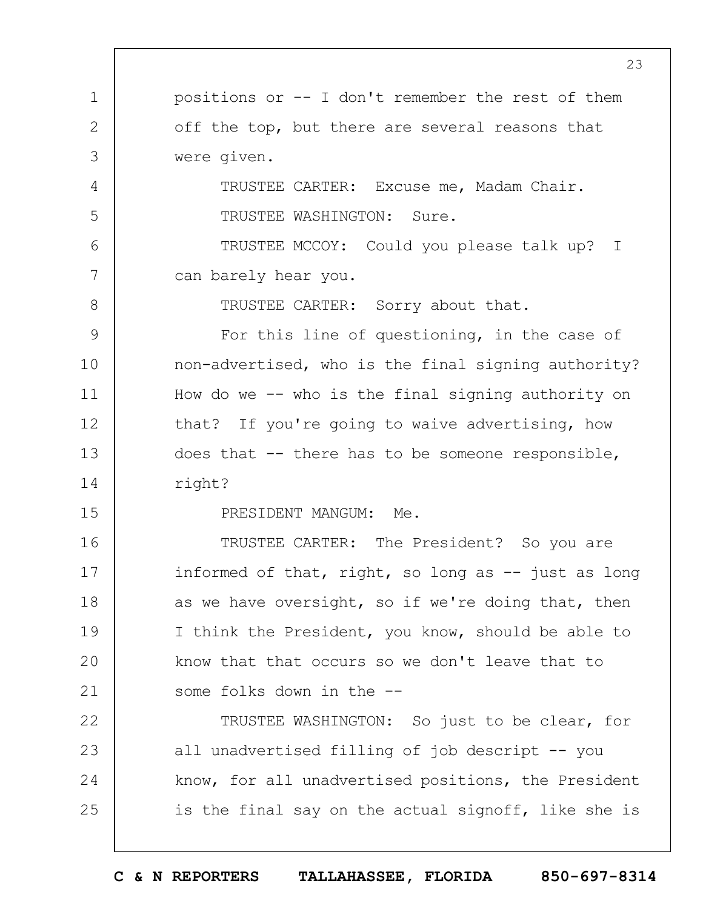positions or -- I don't remember the rest of them off the top, but there are several reasons that were given.

TRUSTEE CARTER: Excuse me, Madam Chair.

TRUSTEE WASHINGTON: Sure.

TRUSTEE MCCOY: Could you please talk up? I can barely hear you.

TRUSTEE CARTER: Sorry about that.

For this line of questioning, in the case of non-advertised, who is the final signing authority? How do we -- who is the final signing authority on that? If you're going to waive advertising, how does that -- there has to be someone responsible, right?

PRESIDENT MANGUM: Me.

TRUSTEE CARTER: The President? So you are informed of that, right, so long as -- just as long as we have oversight, so if we're doing that, then I think the President, you know, should be able to know that that occurs so we don't leave that to some folks down in the --

TRUSTEE WASHINGTON: So just to be clear, for all unadvertised filling of job descript -- you know, for all unadvertised positions, the President is the final say on the actual signoff, like she is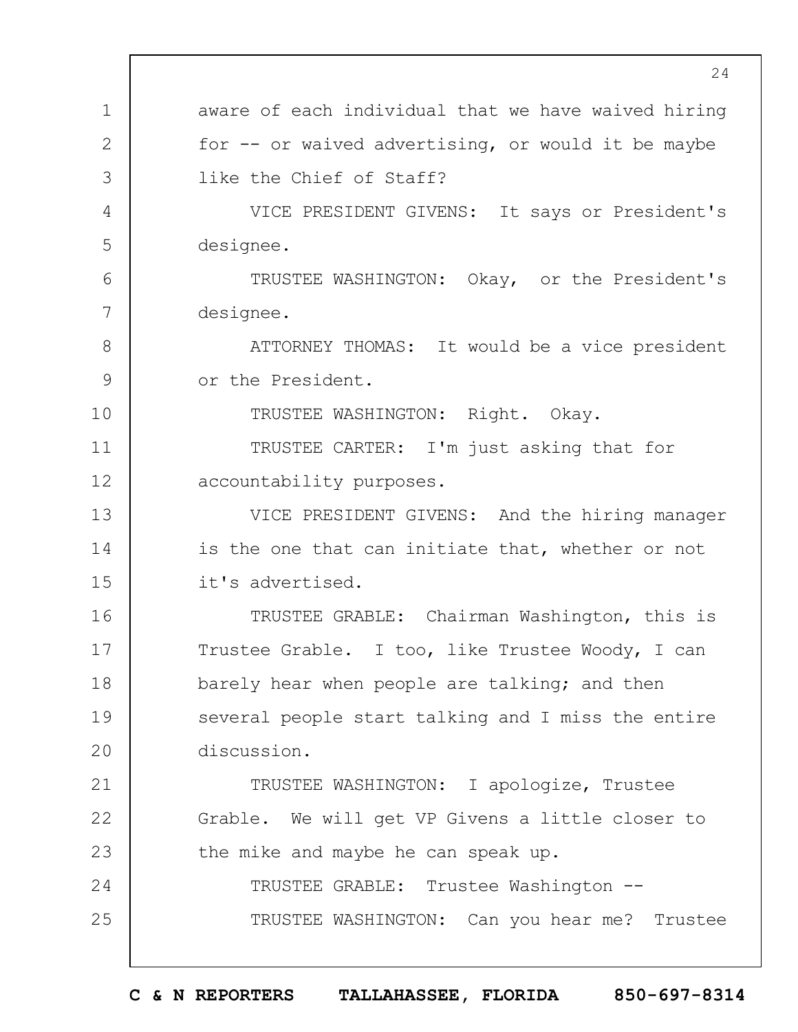aware of each individual that we have waived hiring for -- or waived advertising, or would it be maybe like the Chief of Staff?

VICE PRESIDENT GIVENS: It says or President's designee.

TRUSTEE WASHINGTON: Okay, or the President's designee.

ATTORNEY THOMAS: It would be a vice president or the President.

TRUSTEE WASHINGTON: Right. Okay.

TRUSTEE CARTER: I'm just asking that for accountability purposes.

VICE PRESIDENT GIVENS: And the hiring manager is the one that can initiate that, whether or not it's advertised.

TRUSTEE GRABLE: Chairman Washington, this is Trustee Grable. I too, like Trustee Woody, I can barely hear when people are talking; and then several people start talking and I miss the entire discussion.

TRUSTEE WASHINGTON: I apologize, Trustee Grable. We will get VP Givens a little closer to the mike and maybe he can speak up.

TRUSTEE GRABLE: Trustee Washington --

TRUSTEE WASHINGTON: Can you hear me? Trustee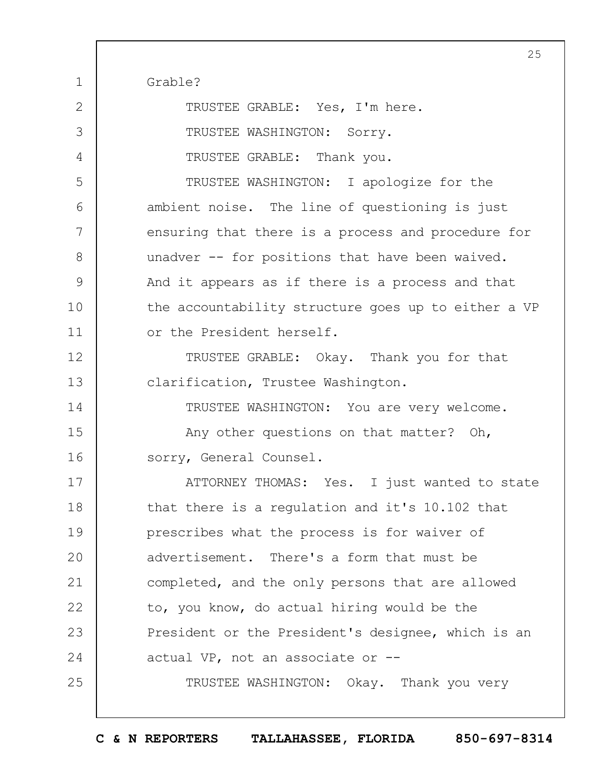Grable?

TRUSTEE GRABLE: Yes, I'm here.

TRUSTEE WASHINGTON: Sorry.

TRUSTEE GRABLE: Thank you.

TRUSTEE WASHINGTON: I apologize for the ambient noise. The line of questioning is just ensuring that there is a process and procedure for unadver -- for positions that have been waived. And it appears as if there is a process and that the accountability structure goes up to either a VP or the President herself.

TRUSTEE GRABLE: Okay. Thank you for that clarification, Trustee Washington.

TRUSTEE WASHINGTON: You are very welcome.

Any other questions on that matter? Oh, sorry, General Counsel.

ATTORNEY THOMAS: Yes. I just wanted to state that there is a regulation and it's 10.102 that prescribes what the process is for waiver of advertisement. There's a form that must be completed, and the only persons that are allowed to, you know, do actual hiring would be the President or the President's designee, which is an actual VP, not an associate or --

TRUSTEE WASHINGTON: Okay. Thank you very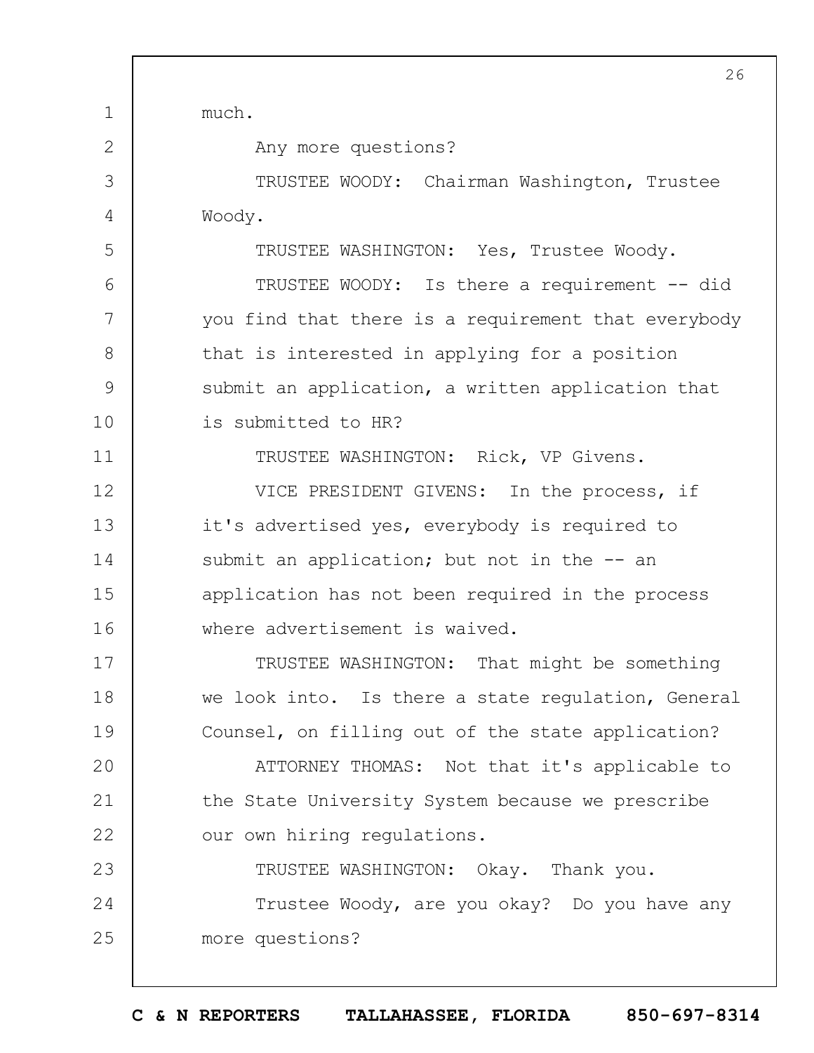much.

Any more questions?

TRUSTEE WOODY: Chairman Washington, Trustee Woody.

TRUSTEE WASHINGTON: Yes, Trustee Woody.

TRUSTEE WOODY: Is there a requirement -- did you find that there is a requirement that everybody that is interested in applying for a position submit an application, a written application that is submitted to HR?

TRUSTEE WASHINGTON: Rick, VP Givens.

VICE PRESIDENT GIVENS: In the process, if it's advertised yes, everybody is required to submit an application; but not in the -- an application has not been required in the process where advertisement is waived.

TRUSTEE WASHINGTON: That might be something we look into. Is there a state regulation, General Counsel, on filling out of the state application?

ATTORNEY THOMAS: Not that it's applicable to the State University System because we prescribe our own hiring regulations.

TRUSTEE WASHINGTON: Okay. Thank you.

Trustee Woody, are you okay? Do you have any more questions?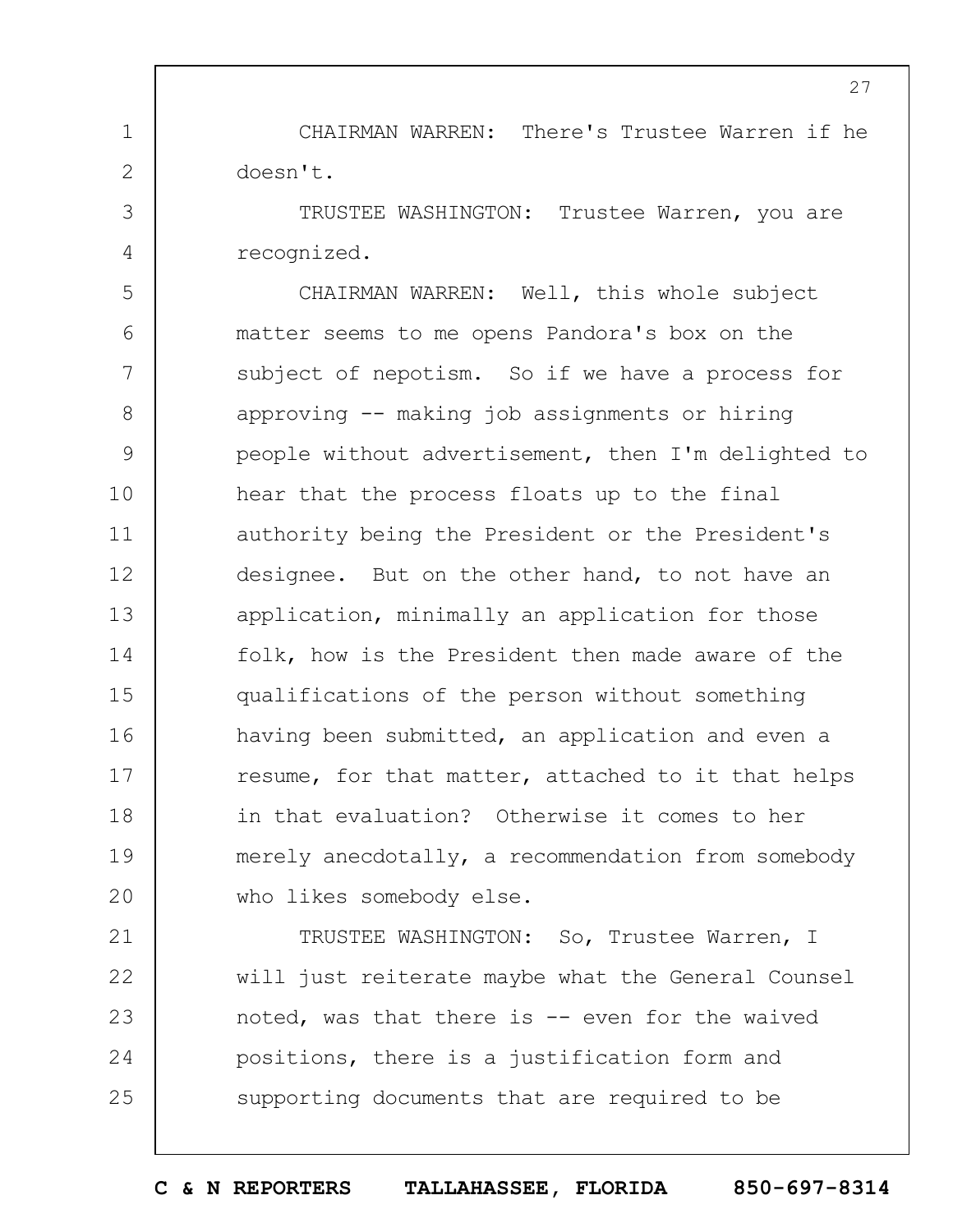CHAIRMAN WARREN: There's Trustee Warren if he doesn't.

TRUSTEE WASHINGTON: Trustee Warren, you are recognized.

CHAIRMAN WARREN: Well, this whole subject matter seems to me opens Pandora's box on the subject of nepotism. So if we have a process for approving -- making job assignments or hiring people without advertisement, then I'm delighted to hear that the process floats up to the final authority being the President or the President's designee. But on the other hand, to not have an application, minimally an application for those folk, how is the President then made aware of the qualifications of the person without something having been submitted, an application and even a resume, for that matter, attached to it that helps in that evaluation? Otherwise it comes to her merely anecdotally, a recommendation from somebody who likes somebody else.

TRUSTEE WASHINGTON: So, Trustee Warren, I will just reiterate maybe what the General Counsel noted, was that there is -- even for the waived positions, there is a justification form and supporting documents that are required to be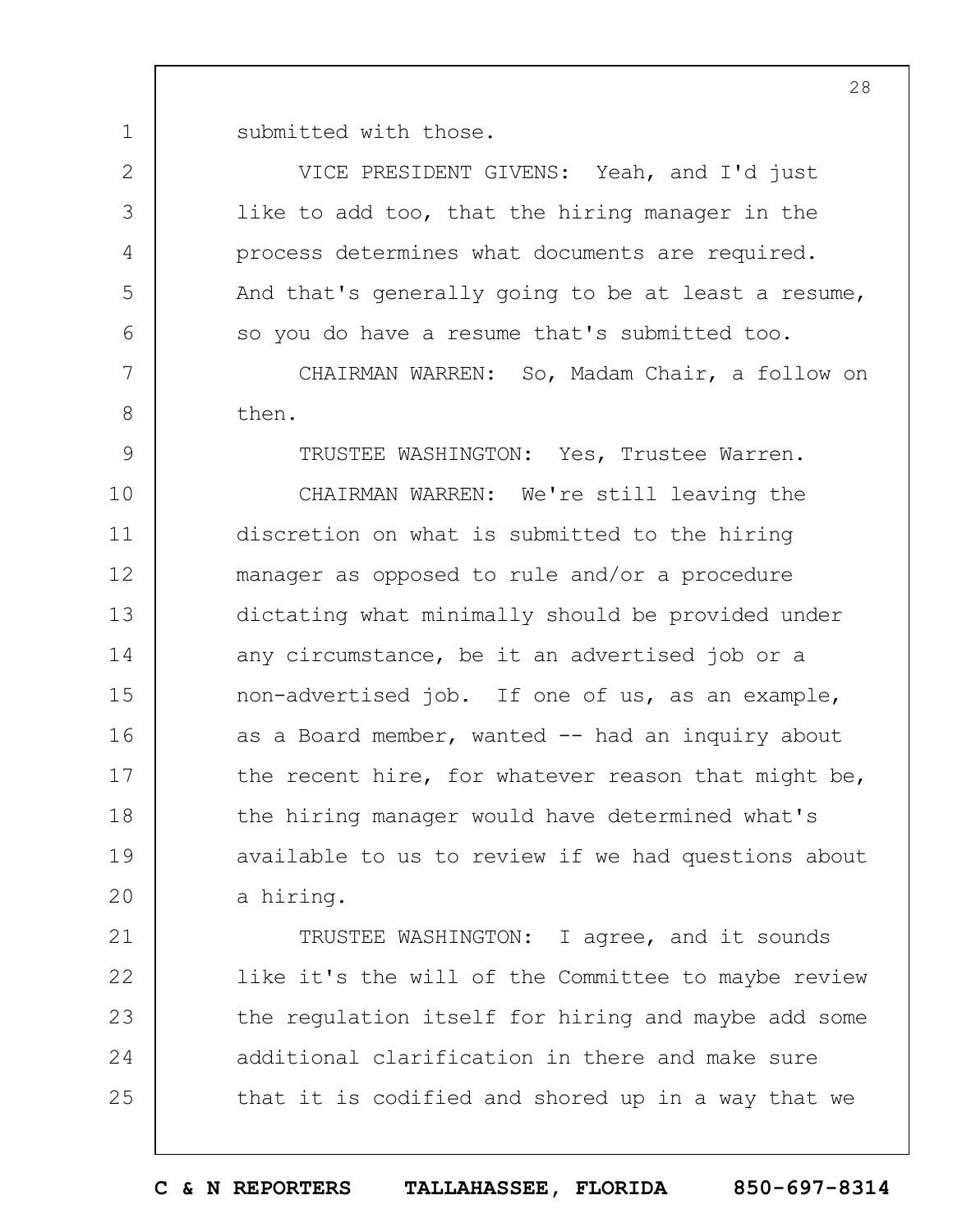submitted with those.

VICE PRESIDENT GIVENS: Yeah, and I'd just like to add too, that the hiring manager in the process determines what documents are required. And that's generally going to be at least a resume, so you do have a resume that's submitted too.

CHAIRMAN WARREN: So, Madam Chair, a follow on then.

TRUSTEE WASHINGTON: Yes, Trustee Warren.

CHAIRMAN WARREN: We're still leaving the discretion on what is submitted to the hiring manager as opposed to rule and/or a procedure dictating what minimally should be provided under any circumstance, be it an advertised job or a non-advertised job. If one of us, as an example, as a Board member, wanted -- had an inquiry about the recent hire, for whatever reason that might be, the hiring manager would have determined what's available to us to review if we had questions about a hiring.

TRUSTEE WASHINGTON: I agree, and it sounds like it's the will of the Committee to maybe review the regulation itself for hiring and maybe add some additional clarification in there and make sure that it is codified and shored up in a way that we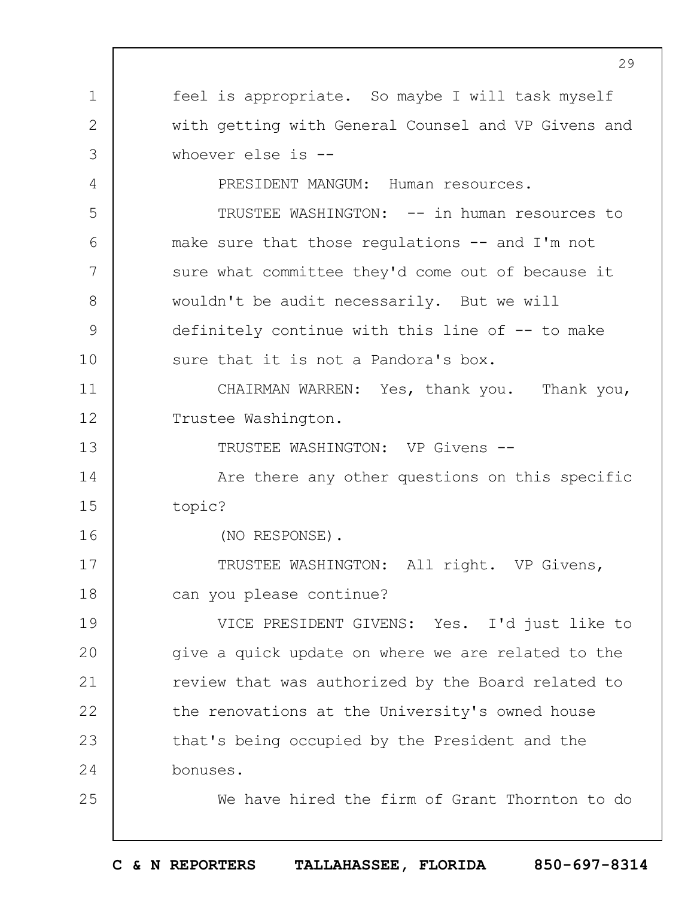feel is appropriate. So maybe I will task myself with getting with General Counsel and VP Givens and whoever else is --

PRESIDENT MANGUM: Human resources.

TRUSTEE WASHINGTON: -- in human resources to make sure that those regulations -- and I'm not sure what committee they'd come out of because it wouldn't be audit necessarily. But we will definitely continue with this line of -- to make sure that it is not a Pandora's box.

CHAIRMAN WARREN: Yes, thank you. Thank you, Trustee Washington.

TRUSTEE WASHINGTON: VP Givens --

Are there any other questions on this specific topic?

(NO RESPONSE).

TRUSTEE WASHINGTON: All right. VP Givens, can you please continue?

VICE PRESIDENT GIVENS: Yes. I'd just like to give a quick update on where we are related to the review that was authorized by the Board related to the renovations at the University's owned house that's being occupied by the President and the bonuses.

We have hired the firm of Grant Thornton to do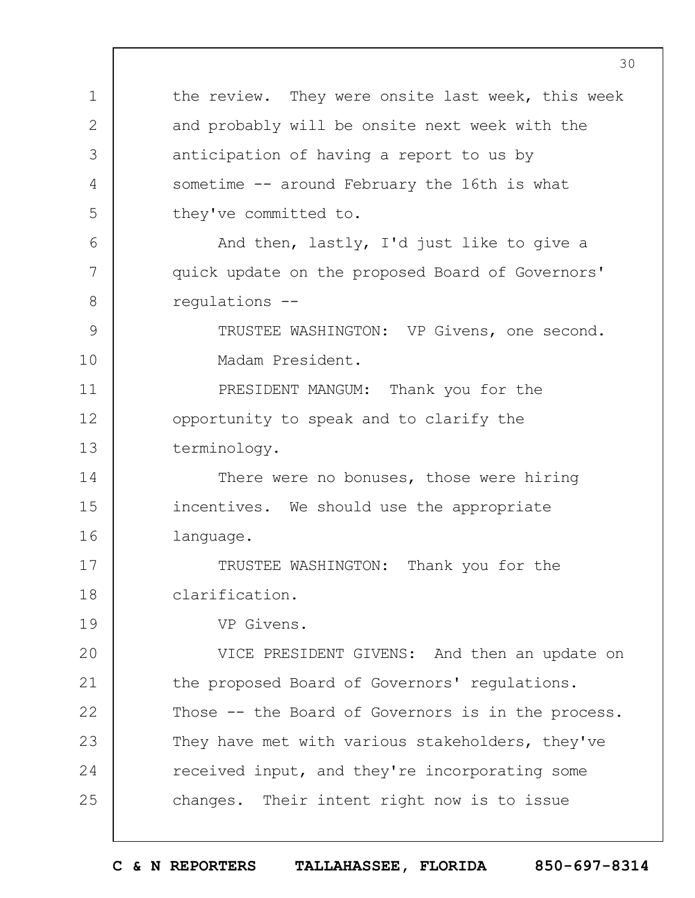the review. They were onsite last week, this week and probably will be onsite next week with the anticipation of having a report to us by sometime -- around February the 16th is what they've committed to.

And then, lastly, I'd just like to give a quick update on the proposed Board of Governors' regulations --

TRUSTEE WASHINGTON: VP Givens, one second. Madam President.

PRESIDENT MANGUM: Thank you for the opportunity to speak and to clarify the terminology.

There were no bonuses, those were hiring incentives. We should use the appropriate language.

TRUSTEE WASHINGTON: Thank you for the clarification.

VP Givens.

VICE PRESIDENT GIVENS: And then an update on the proposed Board of Governors' regulations. Those -- the Board of Governors is in the process. They have met with various stakeholders, they've received input, and they're incorporating some changes. Their intent right now is to issue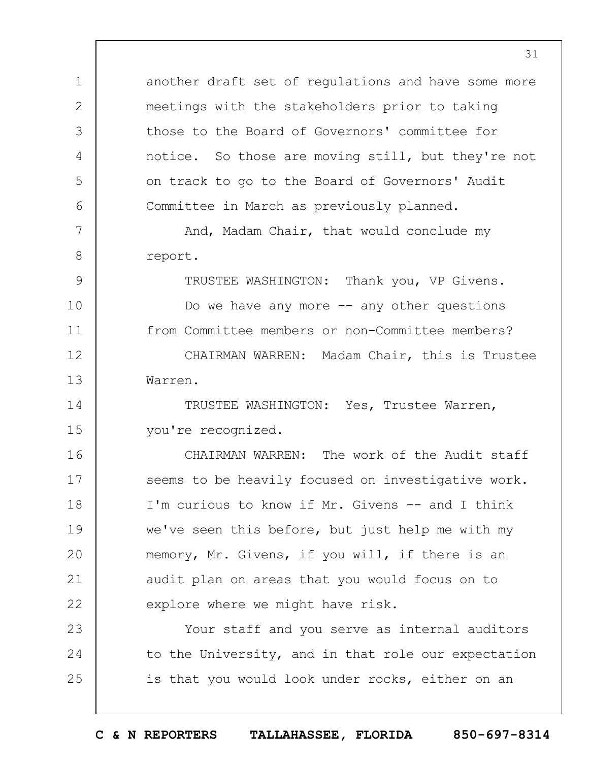another draft set of regulations and have some more meetings with the stakeholders prior to taking those to the Board of Governors' committee for notice. So those are moving still, but they're not on track to go to the Board of Governors' Audit Committee in March as previously planned.

And, Madam Chair, that would conclude my report.

TRUSTEE WASHINGTON: Thank you, VP Givens.

Do we have any more -- any other questions from Committee members or non-Committee members?

CHAIRMAN WARREN: Madam Chair, this is Trustee Warren.

TRUSTEE WASHINGTON: Yes, Trustee Warren, you're recognized.

CHAIRMAN WARREN: The work of the Audit staff seems to be heavily focused on investigative work. I'm curious to know if Mr. Givens -- and I think we've seen this before, but just help me with my memory, Mr. Givens, if you will, if there is an audit plan on areas that you would focus on to explore where we might have risk.

Your staff and you serve as internal auditors to the University, and in that role our expectation is that you would look under rocks, either on an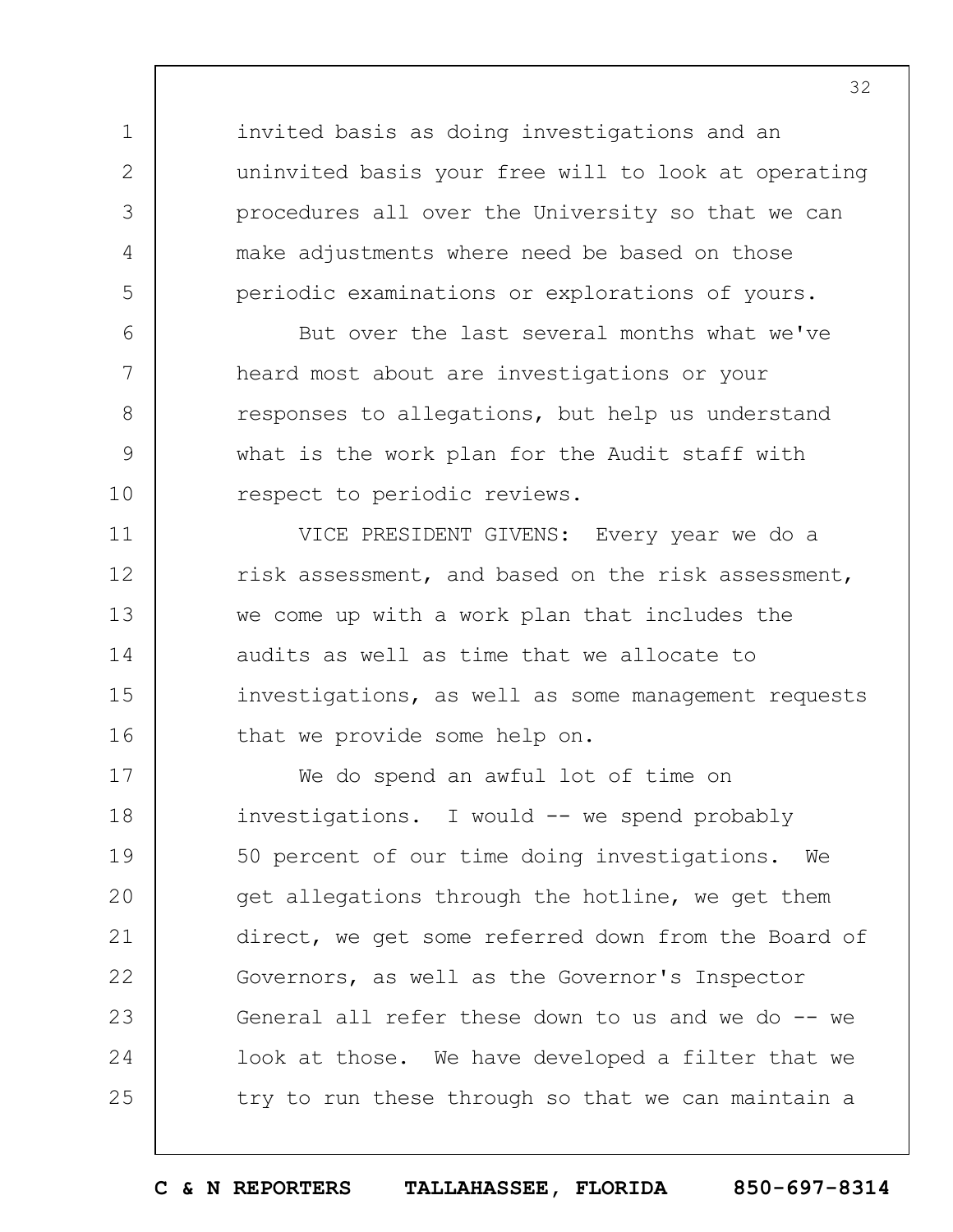invited basis as doing investigations and an uninvited basis your free will to look at operating procedures all over the University so that we can make adjustments where need be based on those periodic examinations or explorations of yours.

But over the last several months what we've heard most about are investigations or your responses to allegations, but help us understand what is the work plan for the Audit staff with respect to periodic reviews.

VICE PRESIDENT GIVENS: Every year we do a risk assessment, and based on the risk assessment, we come up with a work plan that includes the audits as well as time that we allocate to investigations, as well as some management requests that we provide some help on.

We do spend an awful lot of time on investigations. I would -- we spend probably 50 percent of our time doing investigations. We get allegations through the hotline, we get them direct, we get some referred down from the Board of Governors, as well as the Governor's Inspector General all refer these down to us and we do -- we look at those. We have developed a filter that we try to run these through so that we can maintain a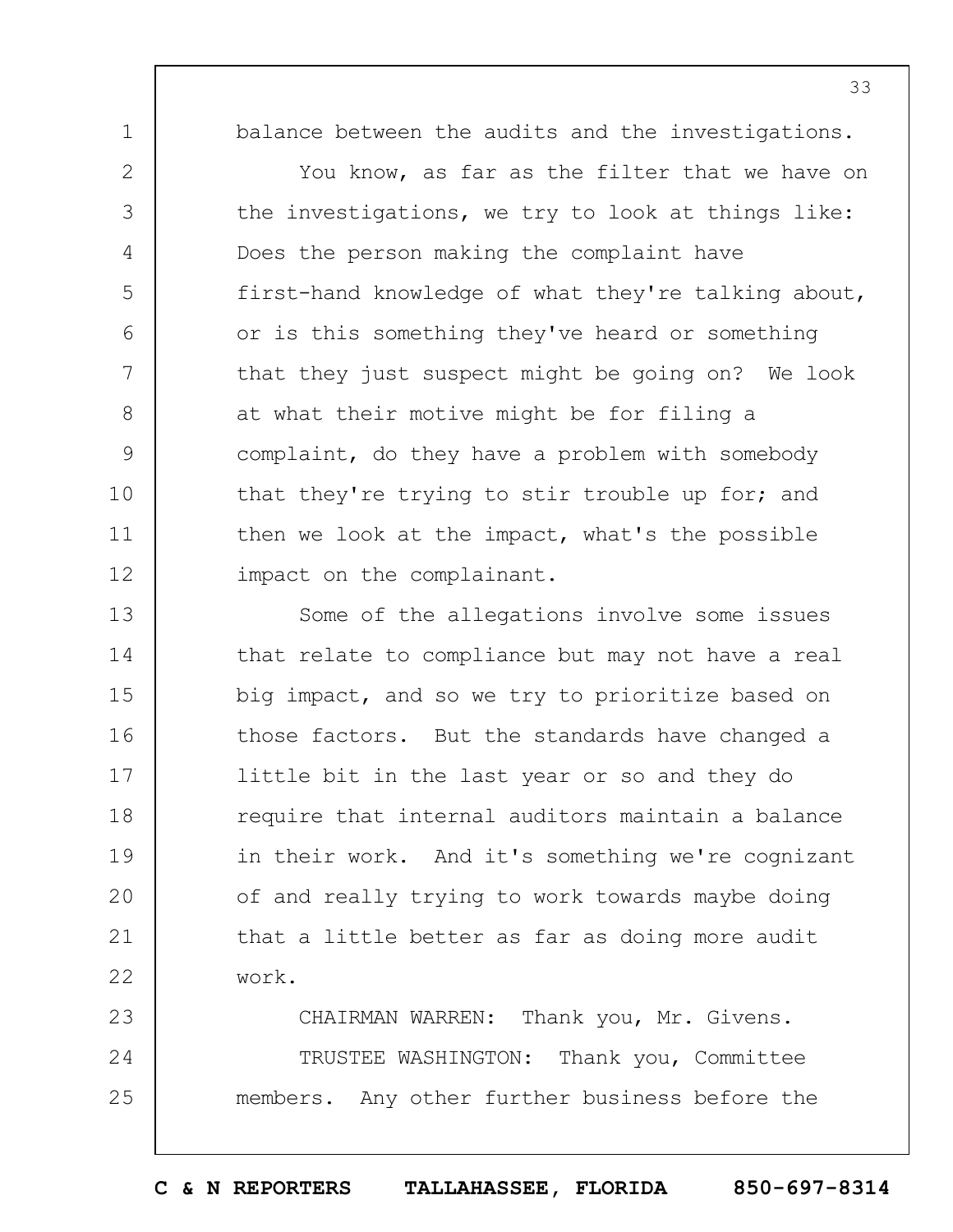balance between the audits and the investigations.

You know, as far as the filter that we have on the investigations, we try to look at things like: Does the person making the complaint have first-hand knowledge of what they're talking about, or is this something they've heard or something that they just suspect might be going on? We look at what their motive might be for filing a complaint, do they have a problem with somebody that they're trying to stir trouble up for; and then we look at the impact, what's the possible impact on the complainant.

Some of the allegations involve some issues that relate to compliance but may not have a real big impact, and so we try to prioritize based on those factors. But the standards have changed a little bit in the last year or so and they do require that internal auditors maintain a balance in their work. And it's something we're cognizant of and really trying to work towards maybe doing that a little better as far as doing more audit work.

CHAIRMAN WARREN: Thank you, Mr. Givens.

TRUSTEE WASHINGTON: Thank you, Committee members. Any other further business before the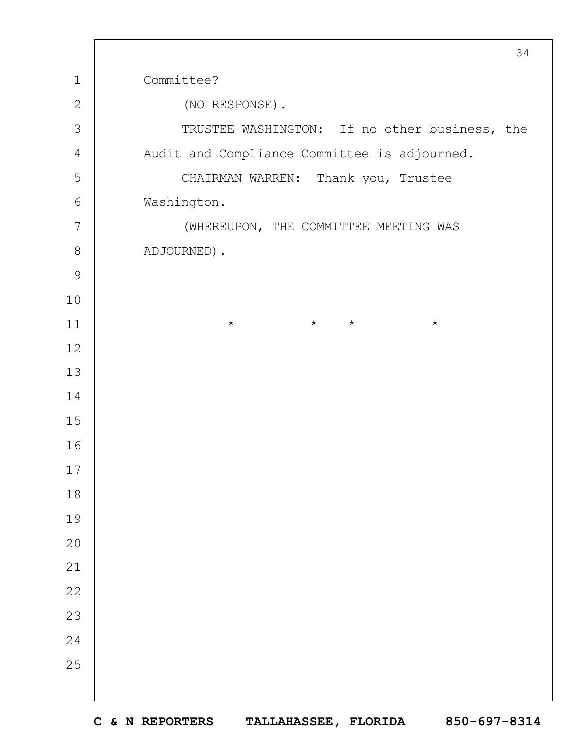Committee?

(NO RESPONSE).

TRUSTEE WASHINGTON: If no other business, the Audit and Compliance Committee is adjourned.

CHAIRMAN WARREN: Thank you, Trustee Washington.

(WHEREUPON, THE COMMITTEE MEETING WAS ADJOURNED).

\* \* \* \*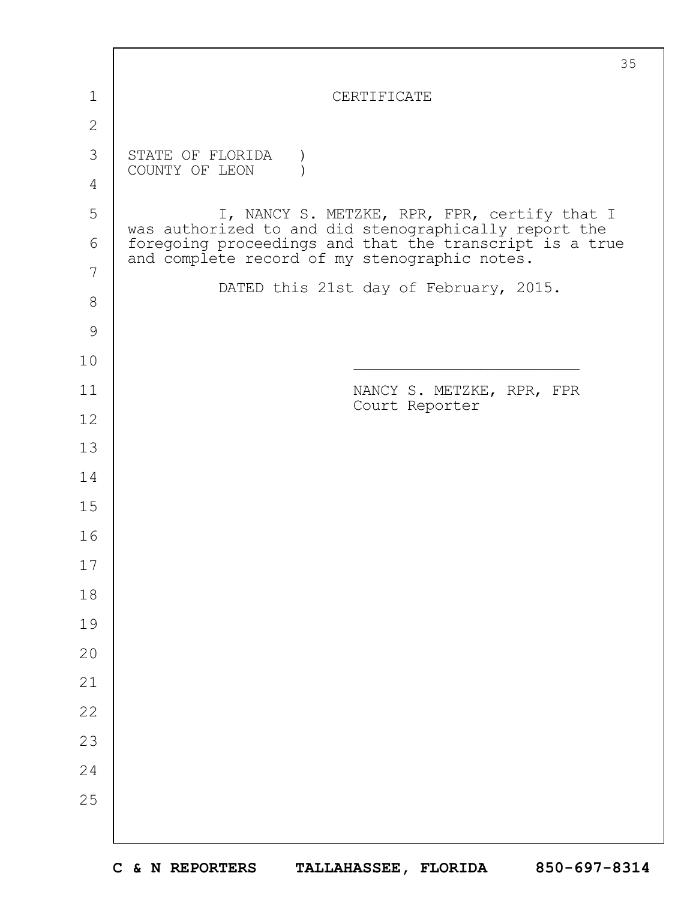CERTIFICATE

STATE OF FLORIDA )
COUNTY OF LEON )

I, NANCY S. METZKE, RPR, FPR, certify that I was authorized to and did stenographically report the foregoing proceedings and that the transcript is a true and complete record of my stenographic notes.

DATED this 21st day of February, 2015.

\_\_\_\_\_\_\_\_\_\_\_\_\_\_\_\_\_\_\_\_\_\_\_\_\_

NANCY S. METZKE, RPR, FPR
Court Reporter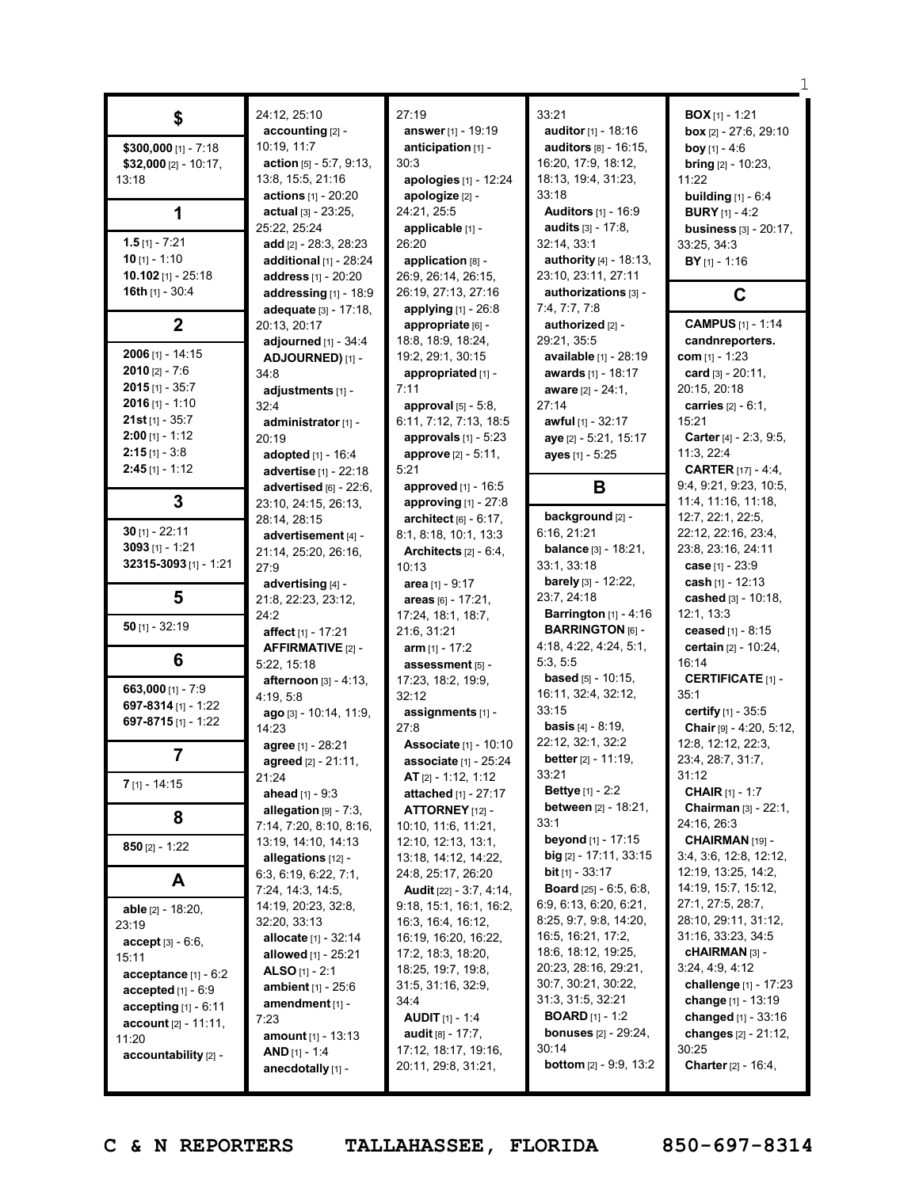## $

**$300,000** [1] - 7:18
**$32,000** [2] - 10:17, 13:18

## 1

**1.5** [1] - 7:21
**10** [1] - 1:10
**10.102** [1] - 25:18
**16th** [1] - 30:4

## 2

**2006** [1] - 14:15
**2010** [2] - 7:6
**2015** [1] - 35:7
**2016** [1] - 1:10
**21st** [1] - 35:7
**2:00** [1] - 1:12
**2:15** [1] - 3:8
**2:45** [1] - 1:12

## 3

**30** [1] - 22:11
**3093** [1] - 1:21
**32315-3093** [1] - 1:21

## 5

**50** [1] - 32:19

## 6

**663,000** [1] - 7:9
**697-8314** [1] - 1:22
**697-8715** [1] - 1:22

## 7

**7** [1] - 14:15

## 8

**850** [2] - 1:22

## A

**able** [2] - 18:20, 23:19
**accept** [3] - 6:6, 15:11
**acceptance** [1] - 6:2
**accepted** [1] - 6:9
**accepting** [1] - 6:11
**account** [2] - 11:11, 11:20
**accountability** [2] - 24:12, 25:10
**accounting** [2] - 10:19, 11:7
**action** [5] - 5:7, 9:13, 13:8, 15:5, 21:16
**actions** [1] - 20:20
**actual** [3] - 23:25, 25:22, 25:24
**add** [2] - 28:3, 28:23
**additional** [1] - 28:24
**address** [1] - 20:20
**addressing** [1] - 18:9
**adequate** [3] - 17:18, 20:13, 20:17
**adjourned** [1] - 34:4
**ADJOURNED)** [1] - 34:8
**adjustments** [1] - 32:4
**administrator** [1] - 20:19
**adopted** [1] - 16:4
**advertise** [1] - 22:18
**advertised** [6] - 22:6, 23:10, 24:15, 26:13, 28:14, 28:15
**advertisement** [4] - 21:14, 25:20, 26:16, 27:9
**advertising** [4] - 21:8, 22:23, 23:12, 24:2
**affect** [1] - 17:21
**AFFIRMATIVE** [2] - 5:22, 15:18
**afternoon** [3] - 4:13, 4:19, 5:8
**ago** [3] - 10:14, 11:9, 14:23
**agree** [1] - 28:21
**agreed** [2] - 21:11, 21:24
**ahead** [1] - 9:3
**allegation** [9] - 7:3, 7:14, 7:20, 8:10, 8:16, 13:19, 14:10, 14:13
**allegations** [12] - 6:3, 6:19, 6:22, 7:1, 7:24, 14:3, 14:5, 14:19, 20:23, 32:8, 32:20, 33:13
**allocate** [1] - 32:14
**allowed** [1] - 25:21
**ALSO** [1] - 2:1
**ambient** [1] - 25:6
**amendment** [1] - 7:23
**amount** [1] - 13:13
**AND** [1] - 1:4
**anecdotally** [1] - 27:19
**answer** [1] - 19:19
**anticipation** [1] - 30:3
**apologies** [1] - 12:24
**apologize** [2] - 24:21, 25:5
**applicable** [1] - 26:20
**application** [8] - 26:9, 26:14, 26:15, 26:19, 27:13, 27:16
**applying** [1] - 26:8
**appropriate** [6] - 18:8, 18:9, 18:24, 19:2, 29:1, 30:15
**appropriated** [1] - 7:11
**approval** [5] - 5:8, 6:11, 7:12, 7:13, 18:5
**approvals** [1] - 5:23
**approve** [2] - 5:11, 5:21
**approved** [1] - 16:5
**approving** [1] - 27:8
**architect** [6] - 6:17, 8:1, 8:18, 10:1, 13:3
**Architects** [2] - 6:4, 10:13
**area** [1] - 9:17
**areas** [6] - 17:21, 17:24, 18:1, 18:7, 21:6, 31:21
**arm** [1] - 17:2
**assessment** [5] - 17:23, 18:2, 19:9, 32:12
**assignments** [1] - 27:8
**Associate** [1] - 10:10
**associate** [1] - 25:24
**AT** [2] - 1:12, 1:12
**attached** [1] - 27:17
**ATTORNEY** [12] - 10:10, 11:6, 11:21, 12:10, 12:13, 13:1, 13:18, 14:12, 14:22, 24:8, 25:17, 26:20
**Audit** [22] - 3:7, 4:14, 9:18, 15:1, 16:1, 16:2, 16:3, 16:4, 16:12, 16:19, 16:20, 16:22, 17:2, 18:3, 18:20, 18:25, 19:7, 19:8, 31:5, 31:16, 32:9, 34:4
**AUDIT** [1] - 1:4
**audit** [8] - 17:7, 17:12, 18:17, 19:16, 20:11, 29:8, 31:21, 33:21
**auditor** [1] - 18:16
**auditors** [8] - 16:15, 16:20, 17:9, 18:12, 18:13, 19:4, 31:23, 33:18
**Auditors** [1] - 16:9
**audits** [3] - 17:8, 32:14, 33:1
**authority** [4] - 18:13, 23:10, 23:11, 27:11
**authorizations** [3] - 7:4, 7:7, 7:8
**authorized** [2] - 29:21, 35:5
**available** [1] - 28:19
**awards** [1] - 18:17
**aware** [2] - 24:1, 27:14
**awful** [1] - 32:17
**aye** [2] - 5:21, 15:17
**ayes** [1] - 5:25

## B

**background** [2] - 6:16, 21:21
**balance** [3] - 18:21, 33:1, 33:18
**barely** [3] - 12:22, 23:7, 24:18
**Barrington** [1] - 4:16
**BARRINGTON** [6] - 4:18, 4:22, 4:24, 5:1, 5:3, 5:5
**based** [5] - 10:15, 16:11, 32:4, 32:12, 33:15
**basis** [4] - 8:19, 22:12, 32:1, 32:2
**better** [2] - 11:19, 33:21
**Bettye** [1] - 2:2
**between** [2] - 18:21, 33:1
**beyond** [1] - 17:15
**big** [2] - 17:11, 33:15
**bit** [1] - 33:17
**Board** [25] - 6:5, 6:8, 6:9, 6:13, 6:20, 6:21, 8:25, 9:7, 9:8, 14:20, 16:5, 16:21, 17:2, 18:6, 18:12, 19:25, 20:23, 28:16, 29:21, 30:7, 30:21, 30:22, 31:3, 31:5, 32:21
**BOARD** [1] - 1:2
**bonuses** [2] - 29:24, 30:14
**bottom** [2] - 9:9, 13:2
**BOX** [1] - 1:21
**box** [2] - 27:6, 29:10
**boy** [1] - 4:6
**bring** [2] - 10:23, 11:22
**building** [1] - 6:4
**BURY** [1] - 4:2
**business** [3] - 20:17, 33:25, 34:3
**BY** [1] - 1:16

## C

**CAMPUS** [1] - 1:14
**candnreporters.com** [1] - 1:23
**card** [3] - 20:11, 20:15, 20:18
**carries** [2] - 6:1, 15:21
**Carter** [4] - 2:3, 9:5, 11:3, 22:4
**CARTER** [17] - 4:4, 9:4, 9:21, 9:23, 10:5, 11:4, 11:16, 11:18, 12:7, 22:1, 22:5, 22:12, 22:16, 23:4, 23:8, 23:16, 24:11
**case** [1] - 23:9
**cash** [1] - 12:13
**cashed** [3] - 10:18, 12:1, 13:3
**ceased** [1] - 8:15
**certain** [2] - 10:24, 16:14
**CERTIFICATE** [1] - 35:1
**certify** [1] - 35:5
**Chair** [9] - 4:20, 5:12, 12:8, 12:12, 22:3, 23:4, 28:7, 31:7, 31:12
**CHAIR** [1] - 1:7
**Chairman** [3] - 22:1, 24:16, 26:3
**CHAIRMAN** [19] - 3:4, 3:6, 12:8, 12:12, 12:19, 13:25, 14:2, 14:19, 15:7, 15:12, 27:1, 27:5, 28:7, 28:10, 29:11, 31:12, 31:16, 33:23, 34:5
**cHAIRMAN** [3] - 3:24, 4:9, 4:12
**challenge** [1] - 17:23
**change** [1] - 13:19
**changed** [1] - 33:16
**changes** [2] - 21:12, 30:25
**Charter** [2] - 16:4,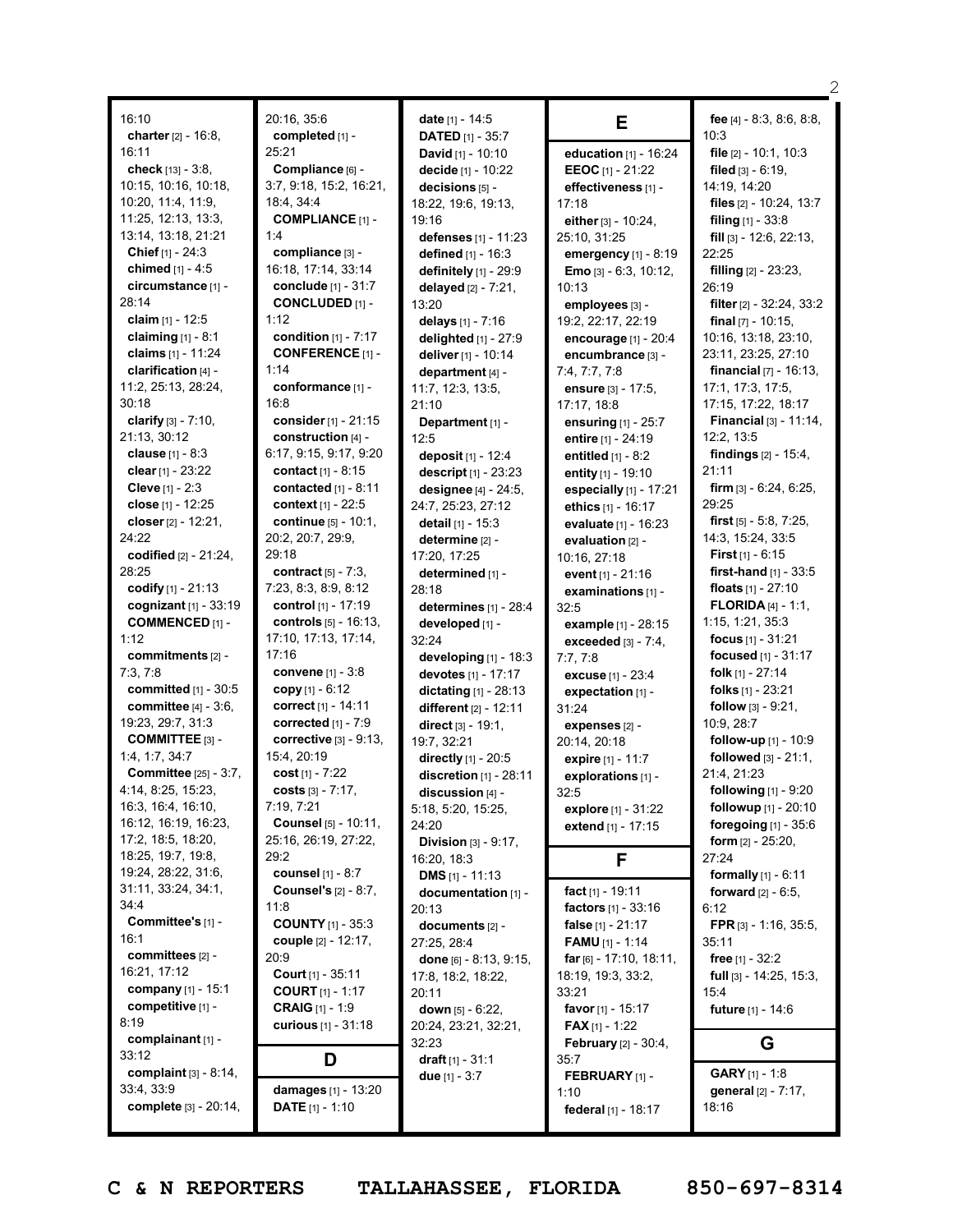16:10
**charter** [2] - 16:8, 16:11
**check** [13] - 3:8, 10:15, 10:16, 10:18, 10:20, 11:4, 11:9, 11:25, 12:13, 13:3, 13:14, 13:18, 21:21
**Chief** [1] - 24:3
**chimed** [1] - 4:5
**circumstance** [1] - 28:14
**claim** [1] - 12:5
**claiming** [1] - 8:1
**claims** [1] - 11:24
**clarification** [4] - 11:2, 25:13, 28:24, 30:18
**clarify** [3] - 7:10, 21:13, 30:12
**clause** [1] - 8:3
**clear** [1] - 23:22
**Cleve** [1] - 2:3
**close** [1] - 12:25
**closer** [2] - 12:21, 24:22
**codified** [2] - 21:24, 28:25
**codify** [1] - 21:13
**cognizant** [1] - 33:19
**COMMENCED** [1] - 1:12
**commitments** [2] - 7:3, 7:8
**committed** [1] - 30:5
**committee** [4] - 3:6, 19:23, 29:7, 31:3
**COMMITTEE** [3] - 1:4, 1:7, 34:7
**Committee** [25] - 3:7, 4:14, 8:25, 15:23, 16:3, 16:4, 16:10, 16:12, 16:19, 16:23, 17:2, 18:5, 18:20, 18:25, 19:7, 19:8, 19:24, 28:22, 31:6, 31:11, 33:24, 34:1, 34:4
**Committee's** [1] - 16:1
**committees** [2] - 16:21, 17:12
**company** [1] - 15:1
**competitive** [1] - 8:19
**complainant** [1] - 33:12
**complaint** [3] - 8:14, 33:4, 33:9
**complete** [3] - 20:14, 20:16, 35:6
**completed** [1] - 25:21
**Compliance** [6] - 3:7, 9:18, 15:2, 16:21, 18:4, 34:4
**COMPLIANCE** [1] - 1:4
**compliance** [3] - 16:18, 17:14, 33:14
**conclude** [1] - 31:7
**CONCLUDED** [1] - 1:12
**condition** [1] - 7:17
**CONFERENCE** [1] - 1:14
**conformance** [1] - 16:8
**consider** [1] - 21:15
**construction** [4] - 6:17, 9:15, 9:17, 9:20
**contact** [1] - 8:15
**contacted** [1] - 8:11
**context** [1] - 22:5
**continue** [5] - 10:1, 20:2, 20:7, 29:9, 29:18
**contract** [5] - 7:3, 7:23, 8:3, 8:9, 8:12
**control** [1] - 17:19
**controls** [5] - 16:13, 17:10, 17:13, 17:14, 17:16
**convene** [1] - 3:8
**copy** [1] - 6:12
**correct** [1] - 14:11
**corrected** [1] - 7:9
**corrective** [3] - 9:13, 15:4, 20:19
**cost** [1] - 7:22
**costs** [3] - 7:17, 7:19, 7:21
**Counsel** [5] - 10:11, 25:16, 26:19, 27:22, 29:2
**counsel** [1] - 8:7
**Counsel's** [2] - 8:7, 11:8
**COUNTY** [1] - 35:3
**couple** [2] - 12:17, 20:9
**Court** [1] - 35:11
**COURT** [1] - 1:17
**CRAIG** [1] - 1:9
**curious** [1] - 31:18

## D

**damages** [1] - 13:20
**DATE** [1] - 1:10
**date** [1] - 14:5
**DATED** [1] - 35:7
**David** [1] - 10:10
**decide** [1] - 10:22
**decisions** [5] - 18:22, 19:6, 19:13, 19:16
**defenses** [1] - 11:23
**defined** [1] - 16:3
**definitely** [1] - 29:9
**delayed** [2] - 7:21, 13:20
**delays** [1] - 7:16
**delighted** [1] - 27:9
**deliver** [1] - 10:14
**department** [4] - 11:7, 12:3, 13:5, 21:10
**Department** [1] - 12:5
**deposit** [1] - 12:4
**descript** [1] - 23:23
**designee** [4] - 24:5, 24:7, 25:23, 27:12
**detail** [1] - 15:3
**determine** [2] - 17:20, 17:25
**determined** [1] - 28:18
**determines** [1] - 28:4
**developed** [1] - 32:24
**developing** [1] - 18:3
**devotes** [1] - 17:17
**dictating** [1] - 28:13
**different** [2] - 12:11
**direct** [3] - 19:1, 19:7, 32:21
**directly** [1] - 20:5
**discretion** [1] - 28:11
**discussion** [4] - 5:18, 5:20, 15:25, 24:20
**Division** [3] - 9:17, 16:20, 18:3
**DMS** [1] - 11:13
**documentation** [1] - 20:13
**documents** [2] - 27:25, 28:4
**done** [6] - 8:13, 9:15, 17:8, 18:2, 18:22, 20:11
**down** [5] - 6:22, 20:24, 23:21, 32:21, 32:23
**draft** [1] - 31:1
**due** [1] - 3:7

## E

**education** [1] - 16:24
**EEOC** [1] - 21:22
**effectiveness** [1] - 17:18
**either** [3] - 10:24, 25:10, 31:25
**emergency** [1] - 8:19
**Emo** [3] - 6:3, 10:12, 10:13
**employees** [3] - 19:2, 22:17, 22:19
**encourage** [1] - 20:4
**encumbrance** [3] - 7:4, 7:7, 7:8
**ensure** [3] - 17:5, 17:17, 18:8
**ensuring** [1] - 25:7
**entire** [1] - 24:19
**entitled** [1] - 8:2
**entity** [1] - 19:10
**especially** [1] - 17:21
**ethics** [1] - 16:17
**evaluate** [1] - 16:23
**evaluation** [2] - 10:16, 27:18
**event** [1] - 21:16
**examinations** [1] - 32:5
**example** [1] - 28:15
**exceeded** [3] - 7:4, 7:7, 7:8
**excuse** [1] - 23:4
**expectation** [1] - 31:24
**expenses** [2] - 20:14, 20:18
**expire** [1] - 11:7
**explorations** [1] - 32:5
**explore** [1] - 31:22
**extend** [1] - 17:15

## F

**fact** [1] - 19:11
**factors** [1] - 33:16
**false** [1] - 21:17
**FAMU** [1] - 1:14
**far** [6] - 17:10, 18:11, 18:19, 19:3, 33:2, 33:21
**favor** [1] - 15:17
**FAX** [1] - 1:22
**February** [2] - 30:4, 35:7
**FEBRUARY** [1] - 1:10
**federal** [1] - 18:17
**fee** [4] - 8:3, 8:6, 8:8, 10:3
**file** [2] - 10:1, 10:3
**filed** [3] - 6:19, 14:19, 14:20
**files** [2] - 10:24, 13:7
**filing** [1] - 33:8
**fill** [3] - 12:6, 22:13, 22:25
**filling** [2] - 23:23, 26:19
**filter** [2] - 32:24, 33:2
**final** [7] - 10:15, 10:16, 13:18, 23:10, 23:11, 23:25, 27:10
**financial** [7] - 16:13, 17:1, 17:3, 17:5, 17:15, 17:22, 18:17
**Financial** [3] - 11:14, 12:2, 13:5
**findings** [2] - 15:4, 21:11
**firm** [3] - 6:24, 6:25, 29:25
**first** [5] - 5:8, 7:25, 14:3, 15:24, 33:5
**First** [1] - 6:15
**first-hand** [1] - 33:5
**floats** [1] - 27:10
**FLORIDA** [4] - 1:1, 1:15, 1:21, 35:3
**focus** [1] - 31:21
**focused** [1] - 31:17
**folk** [1] - 27:14
**folks** [1] - 23:21
**follow** [3] - 9:21, 10:9, 28:7
**follow-up** [1] - 10:9
**followed** [3] - 21:1, 21:4, 21:23
**following** [1] - 9:20
**followup** [1] - 20:10
**foregoing** [1] - 35:6
**form** [2] - 25:20, 27:24
**formally** [1] - 6:11
**forward** [2] - 6:5, 6:12
**FPR** [3] - 1:16, 35:5, 35:11
**free** [1] - 32:2
**full** [3] - 14:25, 15:3, 15:4
**future** [1] - 14:6

## G

**GARY** [1] - 1:8
**general** [2] - 7:17, 18:16

C & N REPORTERS TALLAHASSEE, FLORIDA 850-697-8314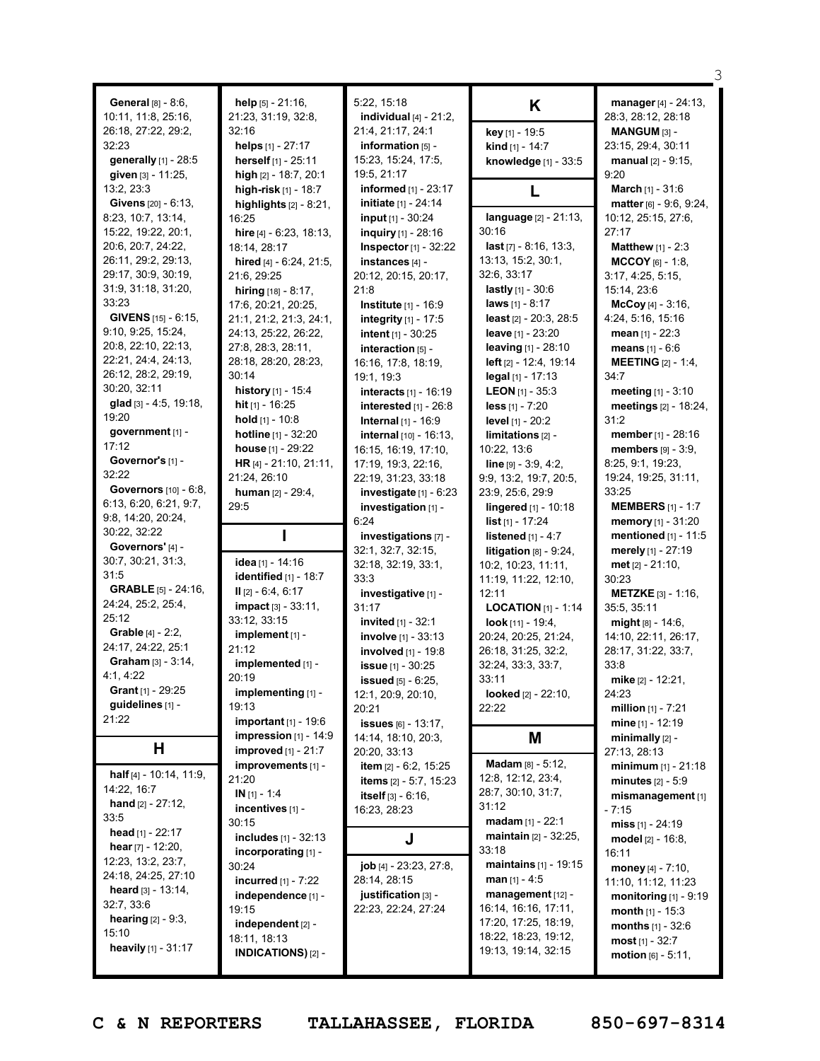**General** [8] - 8:6, 10:11, 11:8, 25:16, 26:18, 27:22, 29:2, 32:23
**generally** [1] - 28:5
**given** [3] - 11:25, 13:2, 23:3
**Givens** [20] - 6:13, 8:23, 10:7, 13:14, 15:22, 19:22, 20:1, 20:6, 20:7, 24:22, 26:11, 29:2, 29:13, 29:17, 30:9, 30:19, 31:9, 31:18, 31:20, 33:23
**GIVENS** [15] - 6:15, 9:10, 9:25, 15:24, 20:8, 22:10, 22:13, 22:21, 24:4, 24:13, 26:12, 28:2, 29:19, 30:20, 32:11
**glad** [3] - 4:5, 19:18, 19:20
**government** [1] - 17:12
**Governor's** [1] - 32:22
**Governors** [10] - 6:8, 6:13, 6:20, 6:21, 9:7, 9:8, 14:20, 20:24, 30:22, 32:22
**Governors'** [4] - 30:7, 30:21, 31:3, 31:5
**GRABLE** [5] - 24:16, 24:24, 25:2, 25:4, 25:12
**Grable** [4] - 2:2, 24:17, 24:22, 25:1
**Graham** [3] - 3:14, 4:1, 4:22
**Grant** [1] - 29:25
**guidelines** [1] - 21:22

## H

**half** [4] - 10:14, 11:9, 14:22, 16:7
**hand** [2] - 27:12, 33:5
**head** [1] - 22:17
**hear** [7] - 12:20, 12:23, 13:2, 23:7, 24:18, 24:25, 27:10
**heard** [3] - 13:14, 32:7, 33:6
**hearing** [2] - 9:3, 15:10
**heavily** [1] - 31:17
**help** [5] - 21:16, 21:23, 31:19, 32:8, 32:16
**helps** [1] - 27:17
**herself** [1] - 25:11
**high** [2] - 18:7, 20:1
**high-risk** [1] - 18:7
**highlights** [2] - 8:21, 16:25
**hire** [4] - 6:23, 18:13, 18:14, 28:17
**hired** [4] - 6:24, 21:5, 21:6, 29:25
**hiring** [18] - 8:17, 17:6, 20:21, 20:25, 21:1, 21:2, 21:3, 24:1, 24:13, 25:22, 26:22, 27:8, 28:3, 28:11, 28:18, 28:20, 28:23, 30:14
**history** [1] - 15:4
**hit** [1] - 16:25
**hold** [1] - 10:8
**hotline** [1] - 32:20
**house** [1] - 29:22
**HR** [4] - 21:10, 21:11, 21:24, 26:10
**human** [2] - 29:4, 29:5

## I

**idea** [1] - 14:16
**identified** [1] - 18:7
**II** [2] - 6:4, 6:17
**impact** [3] - 33:11, 33:12, 33:15
**implement** [1] - 21:12
**implemented** [1] - 20:19
**implementing** [1] - 19:13
**important** [1] - 19:6
**impression** [1] - 14:9
**improved** [1] - 21:7
**improvements** [1] - 21:20
**IN** [1] - 1:4
**incentives** [1] - 30:15
**includes** [1] - 32:13
**incorporating** [1] - 30:24
**incurred** [1] - 7:22
**independence** [1] - 19:15
**independent** [2] - 18:11, 18:13
**INDICATIONS)** [2] - 5:22, 15:18
**individual** [4] - 21:2, 21:4, 21:17, 24:1
**information** [5] - 15:23, 15:24, 17:5, 19:5, 21:17
**informed** [1] - 23:17
**initiate** [1] - 24:14
**input** [1] - 30:24
**inquiry** [1] - 28:16
**Inspector** [1] - 32:22
**instances** [4] - 20:12, 20:15, 20:17, 21:8
**Institute** [1] - 16:9
**integrity** [1] - 17:5
**intent** [1] - 30:25
**interaction** [5] - 16:16, 17:8, 18:19, 19:1, 19:3
**interacts** [1] - 16:19
**interested** [1] - 26:8
**Internal** [1] - 16:9
**internal** [10] - 16:13, 16:15, 16:19, 17:10, 17:19, 19:3, 22:16, 22:19, 31:23, 33:18
**investigate** [1] - 6:23
**investigation** [1] - 6:24
**investigations** [7] - 32:1, 32:7, 32:15, 32:18, 32:19, 33:1, 33:3
**investigative** [1] - 31:17
**invited** [1] - 32:1
**involve** [1] - 33:13
**involved** [1] - 19:8
**issue** [1] - 30:25
**issued** [5] - 6:25, 12:1, 20:9, 20:10, 20:21
**issues** [6] - 13:17, 14:14, 18:10, 20:3, 20:20, 33:13
**item** [2] - 6:2, 15:25
**items** [2] - 5:7, 15:23
**itself** [3] - 6:16, 16:23, 28:23

## J

**job** [4] - 23:23, 27:8, 28:14, 28:15
**justification** [3] - 22:23, 22:24, 27:24

## K

**key** [1] - 19:5
**kind** [1] - 14:7
**knowledge** [1] - 33:5

## L

**language** [2] - 21:13, 30:16
**last** [7] - 8:16, 13:3, 13:13, 15:2, 30:1, 32:6, 33:17
**lastly** [1] - 30:6
**laws** [1] - 8:17
**least** [2] - 20:3, 28:5
**leave** [1] - 23:20
**leaving** [1] - 28:10
**left** [2] - 12:4, 19:14
**legal** [1] - 17:13
**LEON** [1] - 35:3
**less** [1] - 7:20
**level** [1] - 20:2
**limitations** [2] - 10:22, 13:6
**line** [9] - 3:9, 4:2, 9:9, 13:2, 19:7, 20:5, 23:9, 25:6, 29:9
**lingered** [1] - 10:18
**list** [1] - 17:24
**listened** [1] - 4:7
**litigation** [8] - 9:24, 10:2, 10:23, 11:11, 11:19, 11:22, 12:10, 12:11
**LOCATION** [1] - 1:14
**look** [11] - 19:4, 20:24, 20:25, 21:24, 26:18, 31:25, 32:2, 32:24, 33:3, 33:7, 33:11
**looked** [2] - 22:10, 22:22

## M

**Madam** [8] - 5:12, 12:8, 12:12, 23:4, 28:7, 30:10, 31:7, 31:12
**madam** [1] - 22:1
**maintain** [2] - 32:25, 33:18
**maintains** [1] - 19:15
**man** [1] - 4:5
**management** [12] - 16:14, 16:16, 17:11, 17:20, 17:25, 18:19, 18:22, 18:23, 19:12, 19:13, 19:14, 32:15
**manager** [4] - 24:13, 28:3, 28:12, 28:18
**MANGUM** [3] - 23:15, 29:4, 30:11
**manual** [2] - 9:15, 9:20
**March** [1] - 31:6
**matter** [6] - 9:6, 9:24, 10:12, 25:15, 27:6, 27:17
**Matthew** [1] - 2:3
**MCCOY** [6] - 1:8, 3:17, 4:25, 5:15, 15:14, 23:6
**McCoy** [4] - 3:16, 4:24, 5:16, 15:16
**mean** [1] - 22:3
**means** [1] - 6:6
**MEETING** [2] - 1:4, 34:7
**meeting** [1] - 3:10
**meetings** [2] - 18:24, 31:2
**member** [1] - 28:16
**members** [9] - 3:9, 8:25, 9:1, 19:23, 19:24, 19:25, 31:11, 33:25
**MEMBERS** [1] - 1:7
**memory** [1] - 31:20
**mentioned** [1] - 11:5
**merely** [1] - 27:19
**met** [2] - 21:10, 30:23
**METZKE** [3] - 1:16, 35:5, 35:11
**might** [8] - 14:6, 14:10, 22:11, 26:17, 28:17, 31:22, 33:7, 33:8
**mike** [2] - 12:21, 24:23
**million** [1] - 7:21
**mine** [1] - 12:19
**minimally** [2] - 27:13, 28:13
**minimum** [1] - 21:18
**minutes** [2] - 5:9
**mismanagement** [1] - 7:15
**miss** [1] - 24:19
**model** [2] - 16:8, 16:11
**money** [4] - 7:10, 11:10, 11:12, 11:23
**monitoring** [1] - 9:19
**month** [1] - 15:3
**months** [1] - 32:6
**most** [1] - 32:7
**motion** [6] - 5:11,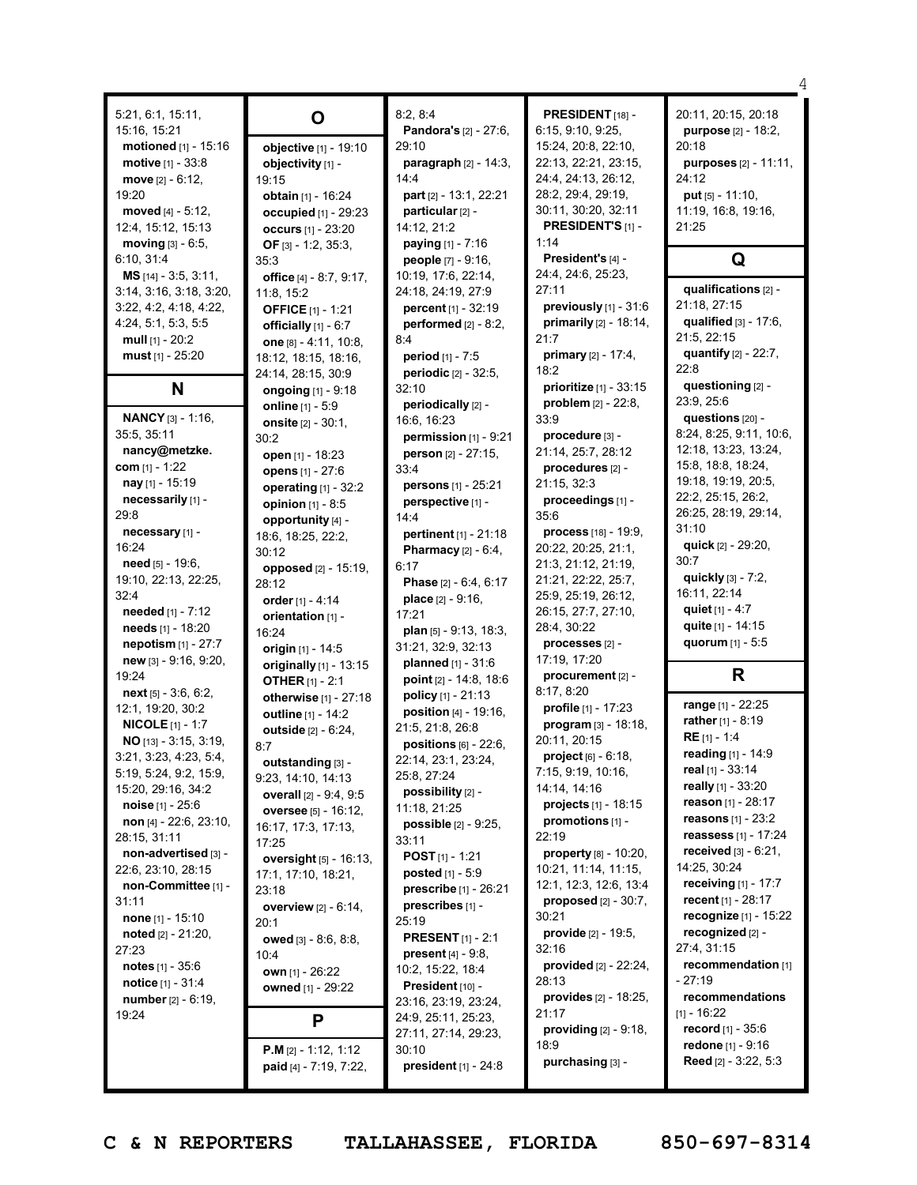5:21, 6:1, 15:11, 15:16, 15:21
**motioned** [1] - 15:16
**motive** [1] - 33:8
**move** [2] - 6:12, 19:20
**moved** [4] - 5:12, 12:4, 15:12, 15:13
**moving** [3] - 6:5, 6:10, 31:4
**MS** [14] - 3:5, 3:11, 3:14, 3:16, 3:18, 3:20, 3:22, 4:2, 4:18, 4:22, 4:24, 5:1, 5:3, 5:5
**mull** [1] - 20:2
**must** [1] - 25:20

## N

**NANCY** [3] - 1:16, 35:5, 35:11
**nancy@metzke.com** [1] - 1:22
**nay** [1] - 15:19
**necessarily** [1] - 29:8
**necessary** [1] - 16:24
**need** [5] - 19:6, 19:10, 22:13, 22:25, 32:4
**needed** [1] - 7:12
**needs** [1] - 18:20
**nepotism** [1] - 27:7
**new** [3] - 9:16, 9:20, 19:24
**next** [5] - 3:6, 6:2, 12:1, 19:20, 30:2
**NICOLE** [1] - 1:7
**NO** [13] - 3:15, 3:19, 3:21, 3:23, 4:23, 5:4, 5:19, 5:24, 9:2, 15:9, 15:20, 29:16, 34:2
**noise** [1] - 25:6
**non** [4] - 22:6, 23:10, 28:15, 31:11
**non-advertised** [3] - 22:6, 23:10, 28:15
**non-Committee** [1] - 31:11
**none** [1] - 15:10
**noted** [2] - 21:20, 27:23
**notes** [1] - 35:6
**notice** [1] - 31:4
**number** [2] - 6:19, 19:24

## O

**objective** [1] - 19:10
**objectivity** [1] - 19:15
**obtain** [1] - 16:24
**occupied** [1] - 29:23
**occurs** [1] - 23:20
**OF** [3] - 1:2, 35:3, 35:3
**office** [4] - 8:7, 9:17, 11:8, 15:2
**OFFICE** [1] - 1:21
**officially** [1] - 6:7
**one** [8] - 4:11, 10:8, 18:12, 18:15, 18:16, 24:14, 28:15, 30:9
**ongoing** [1] - 9:18
**online** [1] - 5:9
**onsite** [2] - 30:1, 30:2
**open** [1] - 18:23
**opens** [1] - 27:6
**operating** [1] - 32:2
**opinion** [1] - 8:5
**opportunity** [4] - 18:6, 18:25, 22:2, 30:12
**opposed** [2] - 15:19, 28:12
**order** [1] - 4:14
**orientation** [1] - 16:24
**origin** [1] - 14:5
**originally** [1] - 13:15
**OTHER** [1] - 2:1
**otherwise** [1] - 27:18
**outline** [1] - 14:2
**outside** [2] - 6:24, 8:7
**outstanding** [3] - 9:23, 14:10, 14:13
**overall** [2] - 9:4, 9:5
**oversee** [5] - 16:12, 16:17, 17:3, 17:13, 17:25
**oversight** [5] - 16:13, 17:1, 17:10, 18:21, 23:18
**overview** [2] - 6:14, 20:1
**owed** [3] - 8:6, 8:8, 10:4
**own** [1] - 26:22
**owned** [1] - 29:22

## P

**P.M** [2] - 1:12, 1:12
**paid** [4] - 7:19, 7:22, 8:2, 8:4
**Pandora's** [2] - 27:6, 29:10
**paragraph** [2] - 14:3, 14:4
**part** [2] - 13:1, 22:21
**particular** [2] - 14:12, 21:2
**paying** [1] - 7:16
**people** [7] - 9:16, 10:19, 17:6, 22:14, 24:18, 24:19, 27:9
**percent** [1] - 32:19
**performed** [2] - 8:2, 8:4
**period** [1] - 7:5
**periodic** [2] - 32:5, 32:10
**periodically** [2] - 16:6, 16:23
**permission** [1] - 9:21
**person** [2] - 27:15, 33:4
**persons** [1] - 25:21
**perspective** [1] - 14:4
**pertinent** [1] - 21:18
**Pharmacy** [2] - 6:4, 6:17
**Phase** [2] - 6:4, 6:17
**place** [2] - 9:16, 17:21
**plan** [5] - 9:13, 18:3, 31:21, 32:9, 32:13
**planned** [1] - 31:6
**point** [2] - 14:8, 18:6
**policy** [1] - 21:13
**position** [4] - 19:16, 21:5, 21:8, 26:8
**positions** [6] - 22:6, 22:14, 23:1, 23:24, 25:8, 27:24
**possibility** [2] - 11:18, 21:25
**possible** [2] - 9:25, 33:11
**POST** [1] - 1:21
**posted** [1] - 5:9
**prescribe** [1] - 26:21
**prescribes** [1] - 25:19
**PRESENT** [1] - 2:1
**present** [4] - 9:8, 10:2, 15:22, 18:4
**President** [10] - 23:16, 23:19, 23:24, 24:9, 25:11, 25:23, 27:11, 27:14, 29:23, 30:10
**president** [1] - 24:8
**PRESIDENT** [18] - 6:15, 9:10, 9:25, 15:24, 20:8, 22:10, 22:13, 22:21, 23:15, 24:4, 24:13, 26:12, 28:2, 29:4, 29:19, 30:11, 30:20, 32:11
**PRESIDENT'S** [1] - 1:14
**President's** [4] - 24:4, 24:6, 25:23, 27:11
**previously** [1] - 31:6
**primarily** [2] - 18:14, 21:7
**primary** [2] - 17:4, 18:2
**prioritize** [1] - 33:15
**problem** [2] - 22:8, 33:9
**procedure** [3] - 21:14, 25:7, 28:12
**procedures** [2] - 21:15, 32:3
**proceedings** [1] - 35:6
**process** [18] - 19:9, 20:22, 20:25, 21:1, 21:3, 21:12, 21:19, 21:21, 22:22, 25:7, 25:9, 25:19, 26:12, 26:15, 27:7, 27:10, 28:4, 30:22
**processes** [2] - 17:19, 17:20
**procurement** [2] - 8:17, 8:20
**profile** [1] - 17:23
**program** [3] - 18:18, 20:11, 20:15
**project** [6] - 6:18, 7:15, 9:19, 10:16, 14:14, 14:16
**projects** [1] - 18:15
**promotions** [1] - 22:19
**property** [8] - 10:20, 10:21, 11:14, 11:15, 12:1, 12:3, 12:6, 13:4
**proposed** [2] - 30:7, 30:21
**provide** [2] - 19:5, 32:16
**provided** [2] - 22:24, 28:13
**provides** [2] - 18:25, 21:17
**providing** [2] - 9:18, 18:9
**purchasing** [3] - 20:11, 20:15, 20:18
**purpose** [2] - 18:2, 20:18
**purposes** [2] - 11:11, 24:12
**put** [5] - 11:10, 11:19, 16:8, 19:16, 21:25

## Q

**qualifications** [2] - 21:18, 27:15
**qualified** [3] - 17:6, 21:5, 22:15
**quantify** [2] - 22:7, 22:8
**questioning** [2] - 23:9, 25:6
**questions** [20] - 8:24, 8:25, 9:11, 10:6, 12:18, 13:23, 13:24, 15:8, 18:8, 18:24, 19:18, 19:19, 20:5, 22:2, 25:15, 26:2, 26:25, 28:19, 29:14, 31:10
**quick** [2] - 29:20, 30:7
**quickly** [3] - 7:2, 16:11, 22:14
**quiet** [1] - 4:7
**quite** [1] - 14:15
**quorum** [1] - 5:5

## R

**range** [1] - 22:25
**rather** [1] - 8:19
**RE** [1] - 1:4
**reading** [1] - 14:9
**real** [1] - 33:14
**really** [1] - 33:20
**reason** [1] - 28:17
**reasons** [1] - 23:2
**reassess** [1] - 17:24
**received** [3] - 6:21, 14:25, 30:24
**receiving** [1] - 17:7
**recent** [1] - 28:17
**recognize** [1] - 15:22
**recognized** [2] - 27:4, 31:15
**recommendation** [1] - 27:19
**recommendations** [1] - 16:22
**record** [1] - 35:6
**redone** [1] - 9:16
**Reed** [2] - 3:22, 5:3

C & N REPORTERS TALLAHASSEE, FLORIDA 850-697-8314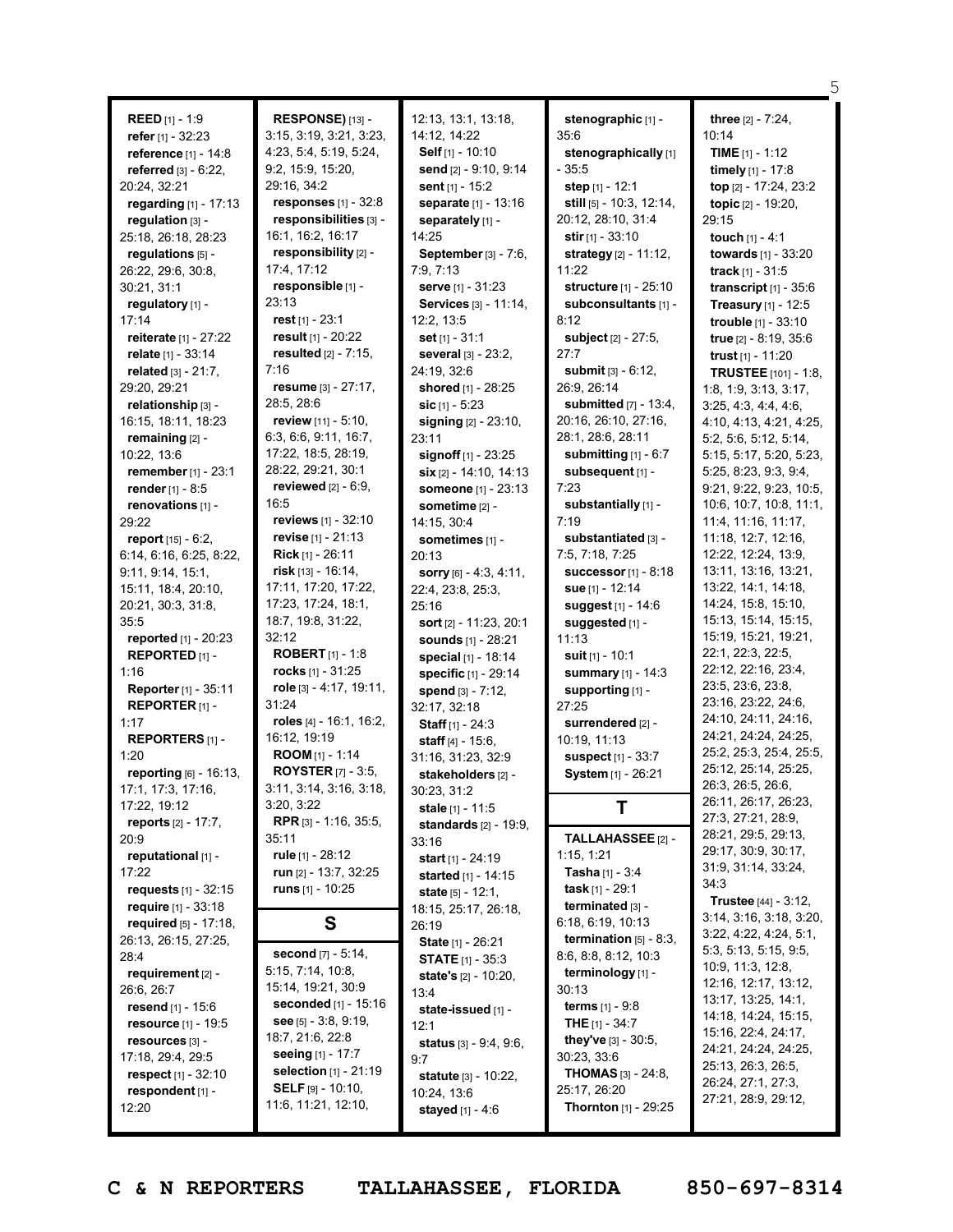**REED** [1] - 1:9
**refer** [1] - 32:23
**reference** [1] - 14:8
**referred** [3] - 6:22, 20:24, 32:21
**regarding** [1] - 17:13
**regulation** [3] - 25:18, 26:18, 28:23
**regulations** [5] - 26:22, 29:6, 30:8, 30:21, 31:1
**regulatory** [1] - 17:14
**reiterate** [1] - 27:22
**relate** [1] - 33:14
**related** [3] - 21:7, 29:20, 29:21
**relationship** [3] - 16:15, 18:11, 18:23
**remaining** [2] - 10:22, 13:6
**remember** [1] - 23:1
**render** [1] - 8:5
**renovations** [1] - 29:22
**report** [15] - 6:2, 6:14, 6:16, 6:25, 8:22, 9:11, 9:14, 15:1, 15:11, 18:4, 20:10, 20:21, 30:3, 31:8, 35:5
**reported** [1] - 20:23
**REPORTED** [1] - 1:16
**Reporter** [1] - 35:11
**REPORTER** [1] - 1:17
**REPORTERS** [1] - 1:20
**reporting** [6] - 16:13, 17:1, 17:3, 17:16, 17:22, 19:12
**reports** [2] - 17:7, 20:9
**reputational** [1] - 17:22
**requests** [1] - 32:15
**require** [1] - 33:18
**required** [5] - 17:18, 26:13, 26:15, 27:25, 28:4
**requirement** [2] - 26:6, 26:7
**resend** [1] - 15:6
**resource** [1] - 19:5
**resources** [3] - 17:18, 29:4, 29:5
**respect** [1] - 32:10
**respondent** [1] - 12:20
**RESPONSE)** [13] - 3:15, 3:19, 3:21, 3:23, 4:23, 5:4, 5:19, 5:24, 9:2, 15:9, 15:20, 29:16, 34:2
**responses** [1] - 32:8
**responsibilities** [3] - 16:1, 16:2, 16:17
**responsibility** [2] - 17:4, 17:12
**responsible** [1] - 23:13
**rest** [1] - 23:1
**result** [1] - 20:22
**resulted** [2] - 7:15, 7:16
**resume** [3] - 27:17, 28:5, 28:6
**review** [11] - 5:10, 6:3, 6:6, 9:11, 16:7, 17:22, 18:5, 28:19, 28:22, 29:21, 30:1
**reviewed** [2] - 6:9, 16:5
**reviews** [1] - 32:10
**revise** [1] - 21:13
**Rick** [1] - 26:11
**risk** [13] - 16:14, 17:11, 17:20, 17:22, 17:23, 17:24, 18:1, 18:7, 19:8, 31:22, 32:12
**ROBERT** [1] - 1:8
**rocks** [1] - 31:25
**role** [3] - 4:17, 19:11, 31:24
**roles** [4] - 16:1, 16:2, 16:12, 19:19
**ROOM** [1] - 1:14
**ROYSTER** [7] - 3:5, 3:11, 3:14, 3:16, 3:18, 3:20, 3:22
**RPR** [3] - 1:16, 35:5, 35:11
**rule** [1] - 28:12
**run** [2] - 13:7, 32:25
**runs** [1] - 10:25

## S

**second** [7] - 5:14, 5:15, 7:14, 10:8, 15:14, 19:21, 30:9
**seconded** [1] - 15:16
**see** [5] - 3:8, 9:19, 18:7, 21:6, 22:8
**seeing** [1] - 17:7
**selection** [1] - 21:19
**SELF** [9] - 10:10, 11:6, 11:21, 12:10, 12:13, 13:1, 13:18, 14:12, 14:22
**Self** [1] - 10:10
**send** [2] - 9:10, 9:14
**sent** [1] - 15:2
**separate** [1] - 13:16
**separately** [1] - 14:25
**September** [3] - 7:6, 7:9, 7:13
**serve** [1] - 31:23
**Services** [3] - 11:14, 12:2, 13:5
**set** [1] - 31:1
**several** [3] - 23:2, 24:19, 32:6
**shored** [1] - 28:25
**sic** [1] - 5:23
**signing** [2] - 23:10, 23:11
**signoff** [1] - 23:25
**six** [2] - 14:10, 14:13
**someone** [1] - 23:13
**sometime** [2] - 14:15, 30:4
**sometimes** [1] - 20:13
**sorry** [6] - 4:3, 4:11, 22:4, 23:8, 25:3, 25:16
**sort** [2] - 11:23, 20:1
**sounds** [1] - 28:21
**special** [1] - 18:14
**specific** [1] - 29:14
**spend** [3] - 7:12, 32:17, 32:18
**Staff** [1] - 24:3
**staff** [4] - 15:6, 31:16, 31:23, 32:9
**stakeholders** [2] - 30:23, 31:2
**stale** [1] - 11:5
**standards** [2] - 19:9, 33:16
**start** [1] - 24:19
**started** [1] - 14:15
**state** [5] - 12:1, 18:15, 25:17, 26:18, 26:19
**State** [1] - 26:21
**STATE** [1] - 35:3
**state's** [2] - 10:20, 13:4
**state-issued** [1] - 12:1
**status** [3] - 9:4, 9:6, 9:7
**statute** [3] - 10:22, 10:24, 13:6
**stayed** [1] - 4:6
**stenographic** [1] - 35:6
**stenographically** [1] - 35:5
**step** [1] - 12:1
**still** [5] - 10:3, 12:14, 20:12, 28:10, 31:4
**stir** [1] - 33:10
**strategy** [2] - 11:12, 11:22
**structure** [1] - 25:10
**subconsultants** [1] - 8:12
**subject** [2] - 27:5, 27:7
**submit** [3] - 6:12, 26:9, 26:14
**submitted** [7] - 13:4, 20:16, 26:10, 27:16, 28:1, 28:6, 28:11
**submitting** [1] - 6:7
**subsequent** [1] - 7:23
**substantially** [1] - 7:19
**substantiated** [3] - 7:5, 7:18, 7:25
**successor** [1] - 8:18
**sue** [1] - 12:14
**suggest** [1] - 14:6
**suggested** [1] - 11:13
**suit** [1] - 10:1
**summary** [1] - 14:3
**supporting** [1] - 27:25
**surrendered** [2] - 10:19, 11:13
**suspect** [1] - 33:7
**System** [1] - 26:21

## T

**TALLAHASSEE** [2] - 1:15, 1:21
**Tasha** [1] - 3:4
**task** [1] - 29:1
**terminated** [3] - 6:18, 6:19, 10:13
**termination** [5] - 8:3, 8:6, 8:8, 8:12, 10:3
**terminology** [1] - 30:13
**terms** [1] - 9:8
**THE** [1] - 34:7
**they've** [3] - 30:5, 30:23, 33:6
**THOMAS** [3] - 24:8, 25:17, 26:20
**Thornton** [1] - 29:25
**three** [2] - 7:24, 10:14
**TIME** [1] - 1:12
**timely** [1] - 17:8
**top** [2] - 17:24, 23:2
**topic** [2] - 19:20, 29:15
**touch** [1] - 4:1
**towards** [1] - 33:20
**track** [1] - 31:5
**transcript** [1] - 35:6
**Treasury** [1] - 12:5
**trouble** [1] - 33:10
**true** [2] - 8:19, 35:6
**trust** [1] - 11:20
**TRUSTEE** [101] - 1:8, 1:8, 1:9, 3:13, 3:17, 3:25, 4:3, 4:4, 4:6, 4:10, 4:13, 4:21, 4:25, 5:2, 5:6, 5:12, 5:14, 5:15, 5:17, 5:20, 5:23, 5:25, 8:23, 9:3, 9:4, 9:21, 9:22, 9:23, 10:5, 10:6, 10:7, 10:8, 11:1, 11:4, 11:16, 11:17, 11:18, 12:7, 12:16, 12:22, 12:24, 13:9, 13:11, 13:16, 13:21, 13:22, 14:1, 14:18, 14:24, 15:8, 15:10, 15:13, 15:14, 15:15, 15:19, 15:21, 19:21, 22:1, 22:3, 22:5, 22:12, 22:16, 23:4, 23:5, 23:6, 23:8, 23:16, 23:22, 24:6, 24:10, 24:11, 24:16, 24:21, 24:24, 24:25, 25:2, 25:3, 25:4, 25:5, 25:12, 25:14, 25:25, 26:3, 26:5, 26:6, 26:11, 26:17, 26:23, 27:3, 27:21, 28:9, 28:21, 29:5, 29:13, 29:17, 30:9, 30:17, 31:9, 31:14, 33:24, 34:3
**Trustee** [44] - 3:12, 3:14, 3:16, 3:18, 3:20, 3:22, 4:22, 4:24, 5:1, 5:3, 5:13, 5:15, 9:5, 10:9, 11:3, 12:8, 12:16, 12:17, 13:12, 13:17, 13:25, 14:1, 14:18, 14:24, 15:15, 15:16, 22:4, 24:17, 24:21, 24:24, 24:25, 25:13, 26:3, 26:5, 26:24, 27:1, 27:3, 27:21, 28:9, 29:12,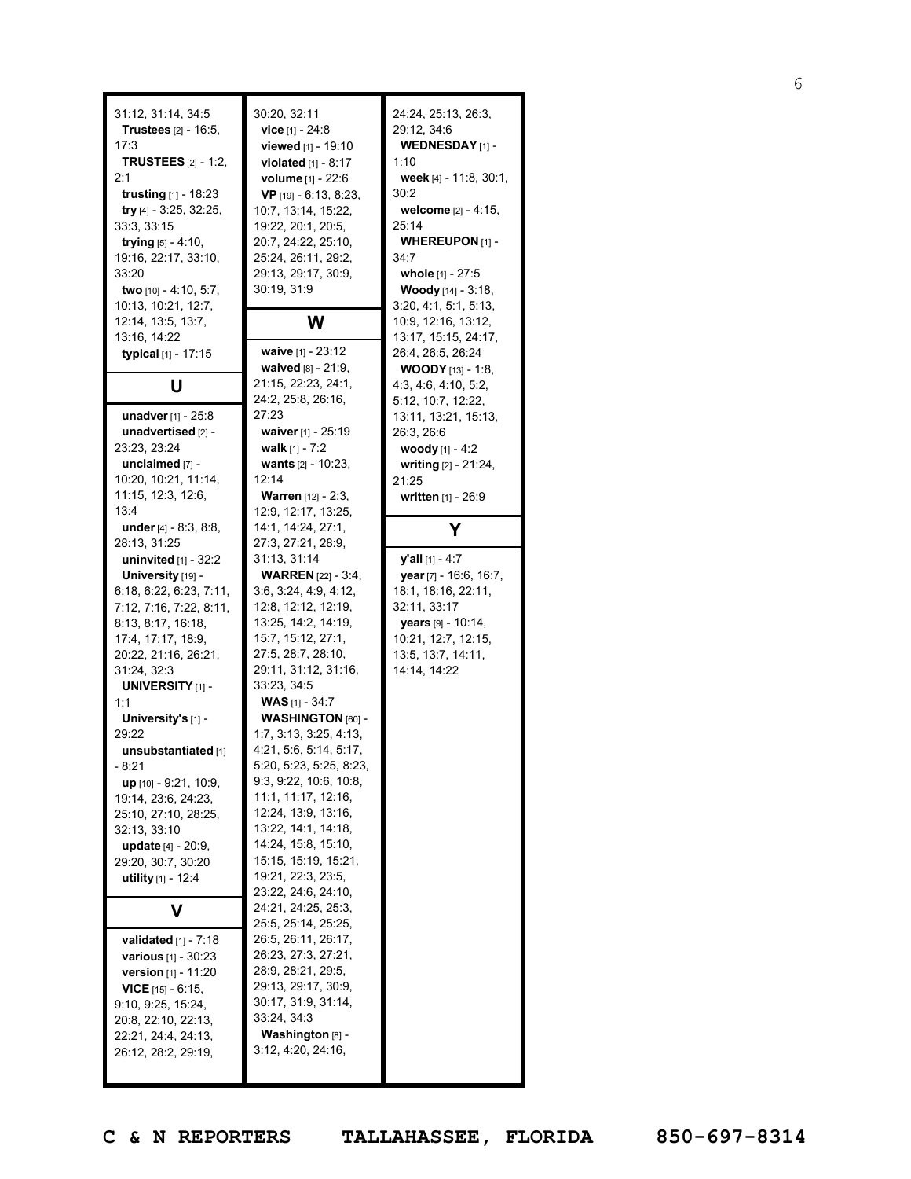31:12, 31:14, 34:5
**Trustees** [2] - 16:5, 17:3
**TRUSTEES** [2] - 1:2, 2:1
**trusting** [1] - 18:23
**try** [4] - 3:25, 32:25, 33:3, 33:15
**trying** [5] - 4:10, 19:16, 22:17, 33:10, 33:20
**two** [10] - 4:10, 5:7, 10:13, 10:21, 12:7, 12:14, 13:5, 13:7, 13:16, 14:22
**typical** [1] - 17:15

## U

**unadver** [1] - 25:8
**unadvertised** [2] - 23:23, 23:24
**unclaimed** [7] - 10:20, 10:21, 11:14, 11:15, 12:3, 12:6, 13:4
**under** [4] - 8:3, 8:8, 28:13, 31:25
**uninvited** [1] - 32:2
**University** [19] - 6:18, 6:22, 6:23, 7:11, 7:12, 7:16, 7:22, 8:11, 8:13, 8:17, 16:18, 17:4, 17:17, 18:9, 20:22, 21:16, 26:21, 31:24, 32:3
**UNIVERSITY** [1] - 1:1
**University's** [1] - 29:22
**unsubstantiated** [1] - 8:21
**up** [10] - 9:21, 10:9, 19:14, 23:6, 24:23, 25:10, 27:10, 28:25, 32:13, 33:10
**update** [4] - 20:9, 29:20, 30:7, 30:20
**utility** [1] - 12:4

## V

**validated** [1] - 7:18
**various** [1] - 30:23
**version** [1] - 11:20
**VICE** [15] - 6:15, 9:10, 9:25, 15:24, 20:8, 22:10, 22:13, 22:21, 24:4, 24:13, 26:12, 28:2, 29:19, 30:20, 32:11
**vice** [1] - 24:8
**viewed** [1] - 19:10
**violated** [1] - 8:17
**volume** [1] - 22:6
**VP** [19] - 6:13, 8:23, 10:7, 13:14, 15:22, 19:22, 20:1, 20:5, 20:7, 24:22, 25:10, 25:24, 26:11, 29:2, 29:13, 29:17, 30:9, 30:19, 31:9

## W

**waive** [1] - 23:12
**waived** [8] - 21:9, 21:15, 22:23, 24:1, 24:2, 25:8, 26:16, 27:23
**waiver** [1] - 25:19
**walk** [1] - 7:2
**wants** [2] - 10:23, 12:14
**Warren** [12] - 2:3, 12:9, 12:17, 13:25, 14:1, 14:24, 27:1, 27:3, 27:21, 28:9, 31:13, 31:14
**WARREN** [22] - 3:4, 3:6, 3:24, 4:9, 4:12, 12:8, 12:12, 12:19, 13:25, 14:2, 14:19, 15:7, 15:12, 27:1, 27:5, 28:7, 28:10, 29:11, 31:12, 31:16, 33:23, 34:5
**WAS** [1] - 34:7
**WASHINGTON** [60] - 1:7, 3:13, 3:25, 4:13, 4:21, 5:6, 5:14, 5:17, 5:20, 5:23, 5:25, 8:23, 9:3, 9:22, 10:6, 10:8, 11:1, 11:17, 12:16, 12:24, 13:9, 13:16, 13:22, 14:1, 14:18, 14:24, 15:8, 15:10, 15:15, 15:19, 15:21, 19:21, 22:3, 23:5, 23:22, 24:6, 24:10, 24:21, 24:25, 25:3, 25:5, 25:14, 25:25, 26:5, 26:11, 26:17, 26:23, 27:3, 27:21, 28:9, 28:21, 29:5, 29:13, 29:17, 30:9, 30:17, 31:9, 31:14, 33:24, 34:3
**Washington** [8] - 3:12, 4:20, 24:16, 24:24, 25:13, 26:3, 29:12, 34:6
**WEDNESDAY** [1] - 1:10
**week** [4] - 11:8, 30:1, 30:2
**welcome** [2] - 4:15, 25:14
**WHEREUPON** [1] - 34:7
**whole** [1] - 27:5
**Woody** [14] - 3:18, 3:20, 4:1, 5:1, 5:13, 10:9, 12:16, 13:12, 13:17, 15:15, 24:17, 26:4, 26:5, 26:24
**WOODY** [13] - 1:8, 4:3, 4:6, 4:10, 5:2, 5:12, 10:7, 12:22, 13:11, 13:21, 15:13, 26:3, 26:6
**woody** [1] - 4:2
**writing** [2] - 21:24, 21:25
**written** [1] - 26:9

## Y

**y'all** [1] - 4:7
**year** [7] - 16:6, 16:7, 18:1, 18:16, 22:11, 32:11, 33:17
**years** [9] - 10:14, 10:21, 12:7, 12:15, 13:5, 13:7, 14:11, 14:14, 14:22